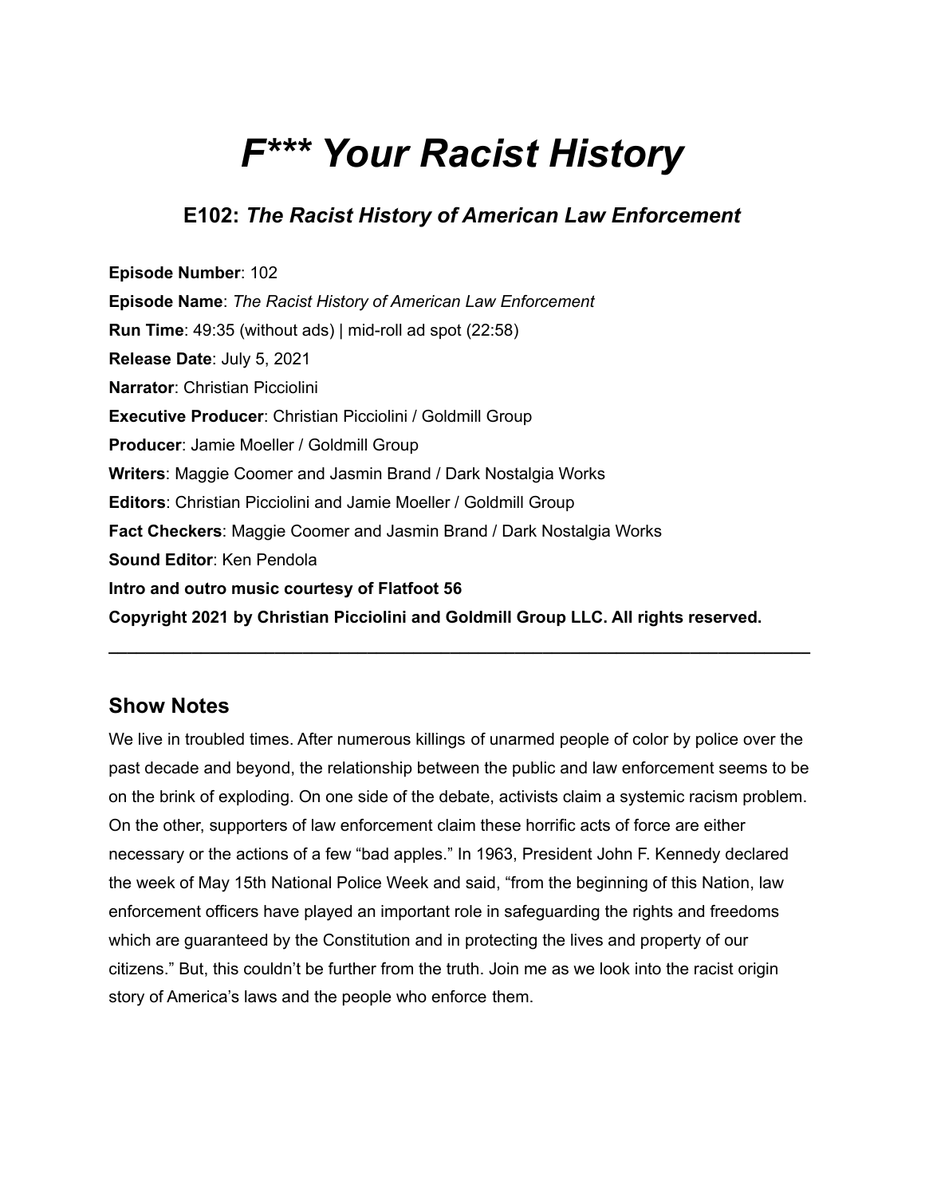# *F*** Your Racist History*

## E102: *The Racist History of American Law Enforcement*

**Episode Number**: 102
**Episode Name**: *The Racist History of American Law Enforcement*
**Run Time**: 49:35 (without ads) | mid-roll ad spot (22:58)
**Release Date**: July 5, 2021
**Narrator**: Christian Picciolini
**Executive Producer**: Christian Picciolini / Goldmill Group
**Producer**: Jamie Moeller / Goldmill Group
**Writers**: Maggie Coomer and Jasmin Brand / Dark Nostalgia Works
**Editors**: Christian Picciolini and Jamie Moeller / Goldmill Group
**Fact Checkers**: Maggie Coomer and Jasmin Brand / Dark Nostalgia Works
**Sound Editor**: Ken Pendola
**Intro and outro music courtesy of Flatfoot 56**
**Copyright 2021 by Christian Picciolini and Goldmill Group LLC. All rights reserved.**

---

## Show Notes

We live in troubled times. After numerous killings of unarmed people of color by police over the past decade and beyond, the relationship between the public and law enforcement seems to be on the brink of exploding. On one side of the debate, activists claim a systemic racism problem. On the other, supporters of law enforcement claim these horrific acts of force are either necessary or the actions of a few "bad apples." In 1963, President John F. Kennedy declared the week of May 15th National Police Week and said, "from the beginning of this Nation, law enforcement officers have played an important role in safeguarding the rights and freedoms which are guaranteed by the Constitution and in protecting the lives and property of our citizens." But, this couldn't be further from the truth. Join me as we look into the racist origin story of America's laws and the people who enforce them.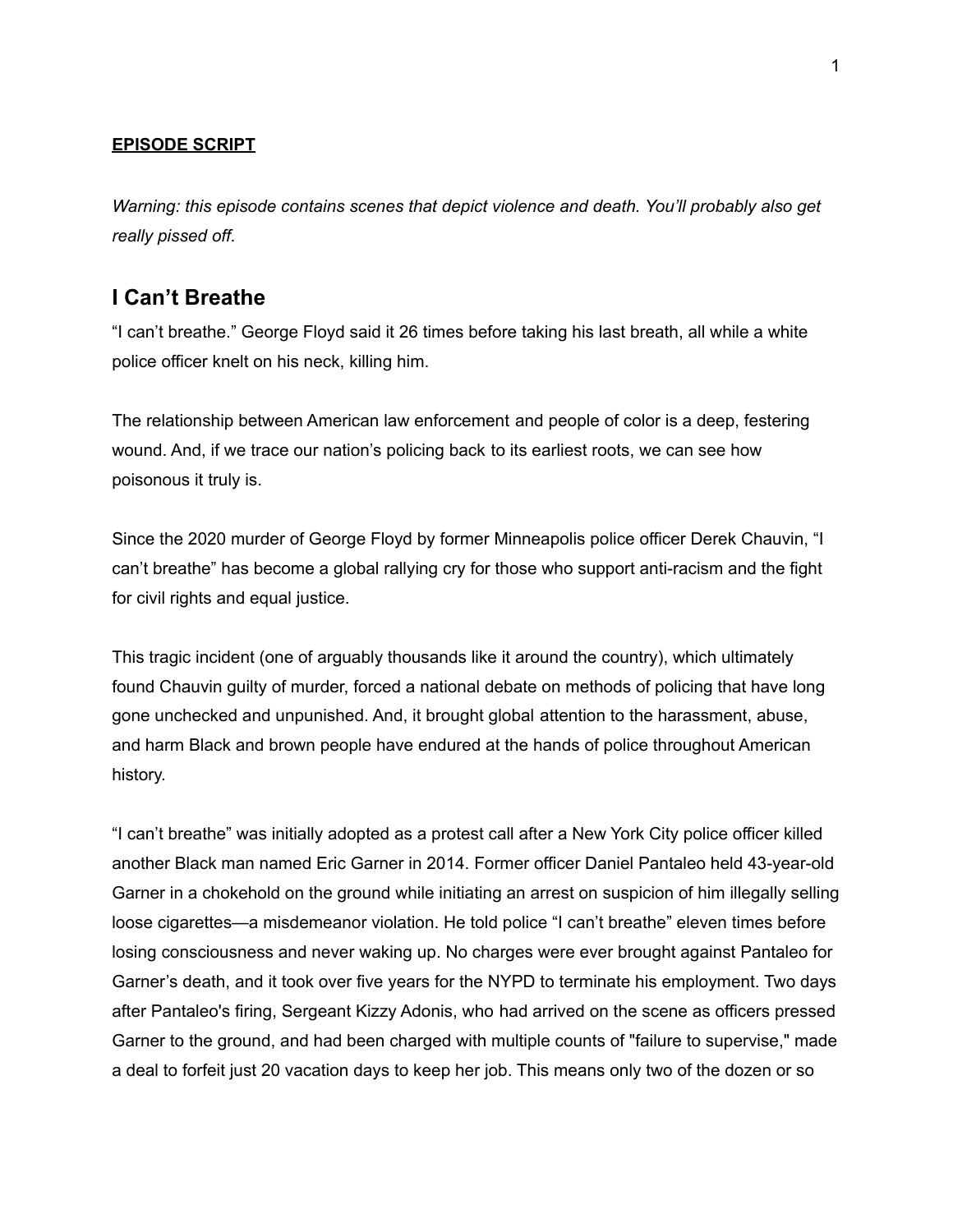**EPISODE SCRIPT**

*Warning: this episode contains scenes that depict violence and death. You'll probably also get really pissed off.*

## I Can't Breathe

"I can't breathe." George Floyd said it 26 times before taking his last breath, all while a white police officer knelt on his neck, killing him.

The relationship between American law enforcement and people of color is a deep, festering wound. And, if we trace our nation's policing back to its earliest roots, we can see how poisonous it truly is.

Since the 2020 murder of George Floyd by former Minneapolis police officer Derek Chauvin, "I can't breathe" has become a global rallying cry for those who support anti-racism and the fight for civil rights and equal justice.

This tragic incident (one of arguably thousands like it around the country), which ultimately found Chauvin guilty of murder, forced a national debate on methods of policing that have long gone unchecked and unpunished. And, it brought global attention to the harassment, abuse, and harm Black and brown people have endured at the hands of police throughout American history.

"I can't breathe" was initially adopted as a protest call after a New York City police officer killed another Black man named Eric Garner in 2014. Former officer Daniel Pantaleo held 43-year-old Garner in a chokehold on the ground while initiating an arrest on suspicion of him illegally selling loose cigarettes—a misdemeanor violation. He told police "I can't breathe" eleven times before losing consciousness and never waking up. No charges were ever brought against Pantaleo for Garner's death, and it took over five years for the NYPD to terminate his employment. Two days after Pantaleo's firing, Sergeant Kizzy Adonis, who had arrived on the scene as officers pressed Garner to the ground, and had been charged with multiple counts of "failure to supervise," made a deal to forfeit just 20 vacation days to keep her job. This means only two of the dozen or so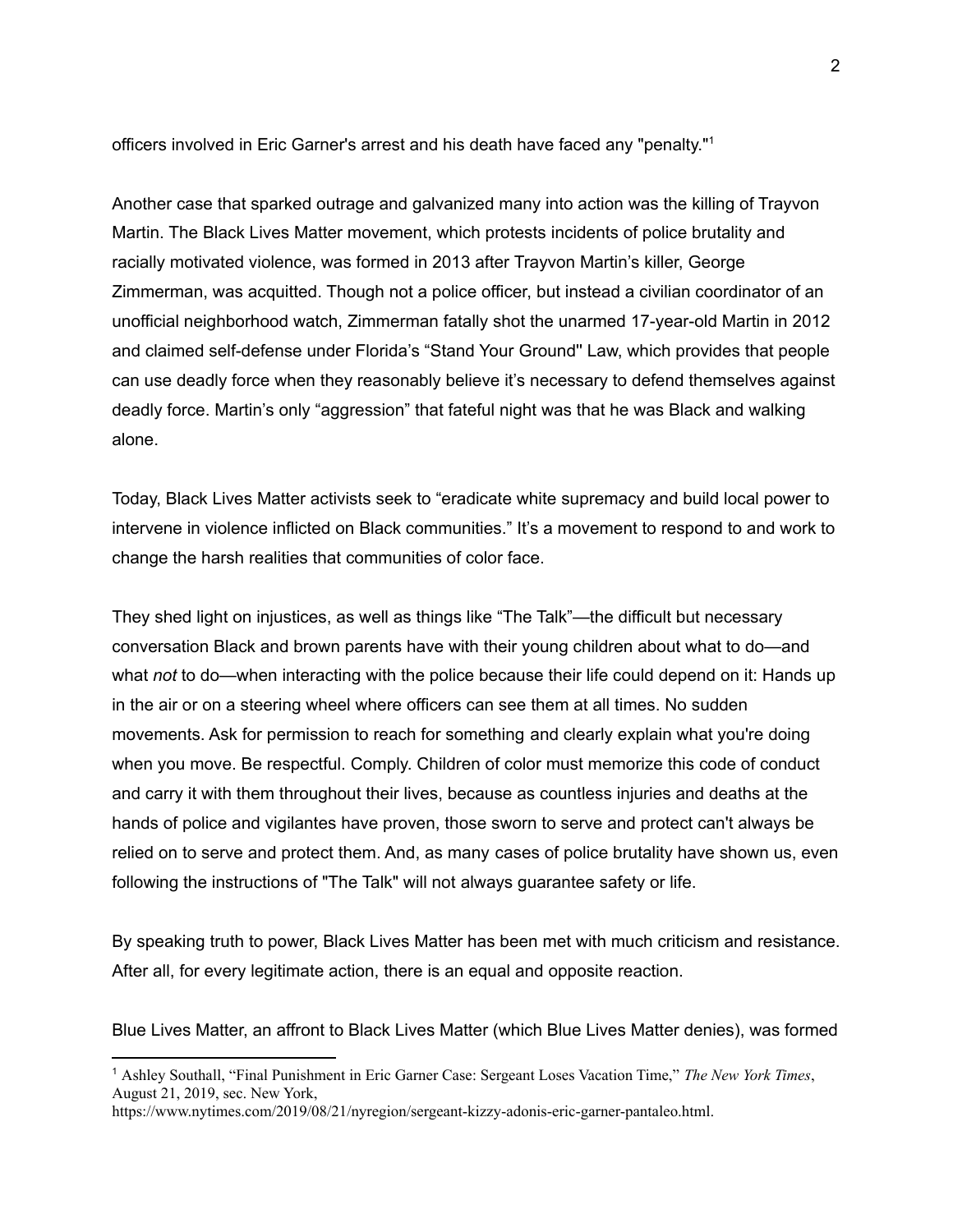officers involved in Eric Garner's arrest and his death have faced any "penalty."[1]

Another case that sparked outrage and galvanized many into action was the killing of Trayvon Martin. The Black Lives Matter movement, which protests incidents of police brutality and racially motivated violence, was formed in 2013 after Trayvon Martin's killer, George Zimmerman, was acquitted. Though not a police officer, but instead a civilian coordinator of an unofficial neighborhood watch, Zimmerman fatally shot the unarmed 17-year-old Martin in 2012 and claimed self-defense under Florida's "Stand Your Ground'' Law, which provides that people can use deadly force when they reasonably believe it's necessary to defend themselves against deadly force. Martin's only "aggression" that fateful night was that he was Black and walking alone.

Today, Black Lives Matter activists seek to "eradicate white supremacy and build local power to intervene in violence inflicted on Black communities." It's a movement to respond to and work to change the harsh realities that communities of color face.

They shed light on injustices, as well as things like "The Talk"—the difficult but necessary conversation Black and brown parents have with their young children about what to do—and what *not* to do—when interacting with the police because their life could depend on it: Hands up in the air or on a steering wheel where officers can see them at all times. No sudden movements. Ask for permission to reach for something and clearly explain what you're doing when you move. Be respectful. Comply. Children of color must memorize this code of conduct and carry it with them throughout their lives, because as countless injuries and deaths at the hands of police and vigilantes have proven, those sworn to serve and protect can't always be relied on to serve and protect them. And, as many cases of police brutality have shown us, even following the instructions of "The Talk" will not always guarantee safety or life.

By speaking truth to power, Black Lives Matter has been met with much criticism and resistance. After all, for every legitimate action, there is an equal and opposite reaction.

Blue Lives Matter, an affront to Black Lives Matter (which Blue Lives Matter denies), was formed

---

[1] Ashley Southall, "Final Punishment in Eric Garner Case: Sergeant Loses Vacation Time," *The New York Times*, August 21, 2019, sec. New York, https://www.nytimes.com/2019/08/21/nyregion/sergeant-kizzy-adonis-eric-garner-pantaleo.html.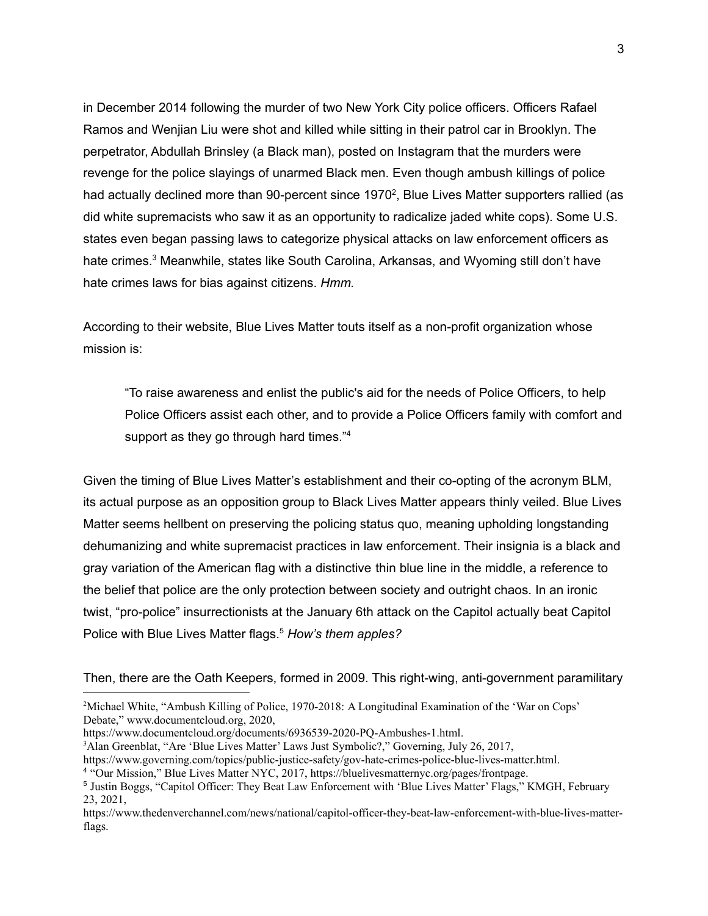in December 2014 following the murder of two New York City police officers. Officers Rafael Ramos and Wenjian Liu were shot and killed while sitting in their patrol car in Brooklyn. The perpetrator, Abdullah Brinsley (a Black man), posted on Instagram that the murders were revenge for the police slayings of unarmed Black men. Even though ambush killings of police had actually declined more than 90-percent since 1970[2], Blue Lives Matter supporters rallied (as did white supremacists who saw it as an opportunity to radicalize jaded white cops). Some U.S. states even began passing laws to categorize physical attacks on law enforcement officers as hate crimes.[3] Meanwhile, states like South Carolina, Arkansas, and Wyoming still don't have hate crimes laws for bias against citizens. *Hmm.*

According to their website, Blue Lives Matter touts itself as a non-profit organization whose mission is:

> "To raise awareness and enlist the public's aid for the needs of Police Officers, to help Police Officers assist each other, and to provide a Police Officers family with comfort and support as they go through hard times."[4]

Given the timing of Blue Lives Matter's establishment and their co-opting of the acronym BLM, its actual purpose as an opposition group to Black Lives Matter appears thinly veiled. Blue Lives Matter seems hellbent on preserving the policing status quo, meaning upholding longstanding dehumanizing and white supremacist practices in law enforcement. Their insignia is a black and gray variation of the American flag with a distinctive thin blue line in the middle, a reference to the belief that police are the only protection between society and outright chaos. In an ironic twist, "pro-police" insurrectionists at the January 6th attack on the Capitol actually beat Capitol Police with Blue Lives Matter flags.[5] *How's them apples?*

Then, there are the Oath Keepers, formed in 2009. This right-wing, anti-government paramilitary

---

[2] Michael White, "Ambush Killing of Police, 1970-2018: A Longitudinal Examination of the 'War on Cops' Debate," www.documentcloud.org, 2020, https://www.documentcloud.org/documents/6936539-2020-PQ-Ambushes-1.html.

[3] Alan Greenblat, "Are 'Blue Lives Matter' Laws Just Symbolic?," Governing, July 26, 2017, https://www.governing.com/topics/public-justice-safety/gov-hate-crimes-police-blue-lives-matter.html.

[4] "Our Mission," Blue Lives Matter NYC, 2017, https://bluelivesmatternyc.org/pages/frontpage.

[5] Justin Boggs, "Capitol Officer: They Beat Law Enforcement with 'Blue Lives Matter' Flags," KMGH, February 23, 2021, https://www.thedenverchannel.com/news/national/capitol-officer-they-beat-law-enforcement-with-blue-lives-matter-flags.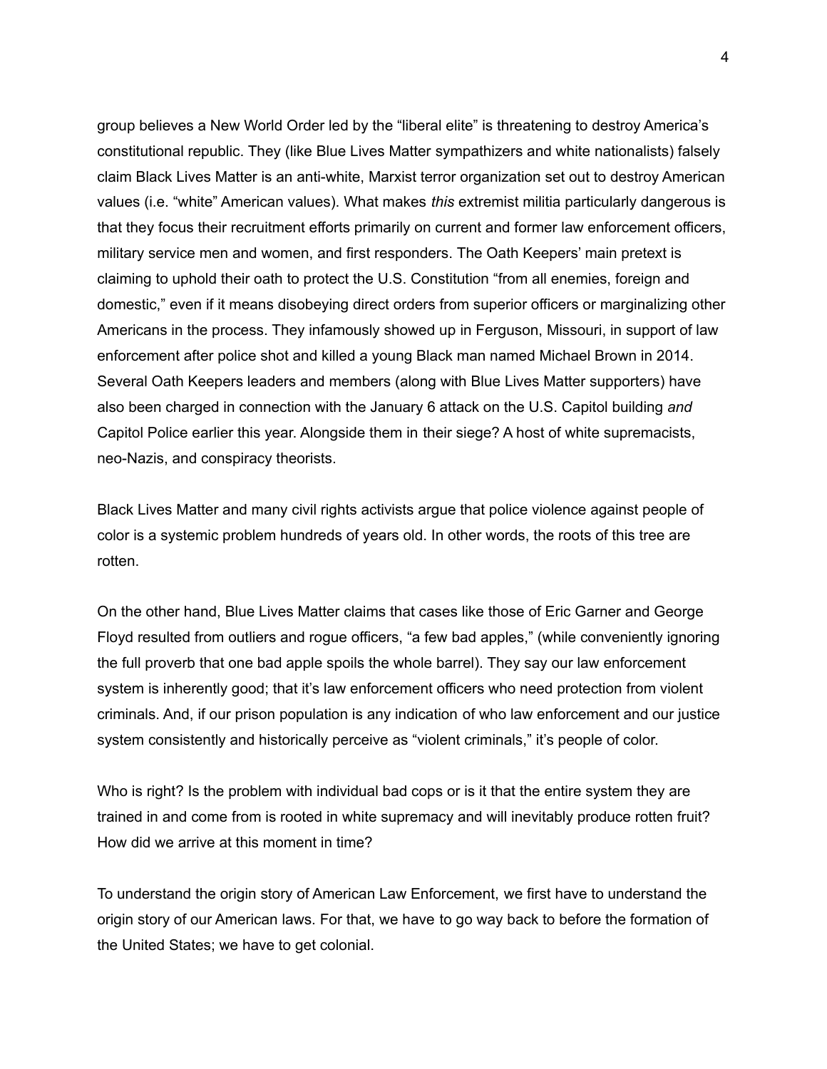group believes a New World Order led by the "liberal elite" is threatening to destroy America's constitutional republic. They (like Blue Lives Matter sympathizers and white nationalists) falsely claim Black Lives Matter is an anti-white, Marxist terror organization set out to destroy American values (i.e. "white" American values). What makes *this* extremist militia particularly dangerous is that they focus their recruitment efforts primarily on current and former law enforcement officers, military service men and women, and first responders. The Oath Keepers' main pretext is claiming to uphold their oath to protect the U.S. Constitution "from all enemies, foreign and domestic," even if it means disobeying direct orders from superior officers or marginalizing other Americans in the process. They infamously showed up in Ferguson, Missouri, in support of law enforcement after police shot and killed a young Black man named Michael Brown in 2014. Several Oath Keepers leaders and members (along with Blue Lives Matter supporters) have also been charged in connection with the January 6 attack on the U.S. Capitol building *and* Capitol Police earlier this year. Alongside them in their siege? A host of white supremacists, neo-Nazis, and conspiracy theorists.

Black Lives Matter and many civil rights activists argue that police violence against people of color is a systemic problem hundreds of years old. In other words, the roots of this tree are rotten.

On the other hand, Blue Lives Matter claims that cases like those of Eric Garner and George Floyd resulted from outliers and rogue officers, "a few bad apples," (while conveniently ignoring the full proverb that one bad apple spoils the whole barrel). They say our law enforcement system is inherently good; that it's law enforcement officers who need protection from violent criminals. And, if our prison population is any indication of who law enforcement and our justice system consistently and historically perceive as "violent criminals," it's people of color.

Who is right? Is the problem with individual bad cops or is it that the entire system they are trained in and come from is rooted in white supremacy and will inevitably produce rotten fruit? How did we arrive at this moment in time?

To understand the origin story of American Law Enforcement, we first have to understand the origin story of our American laws. For that, we have to go way back to before the formation of the United States; we have to get colonial.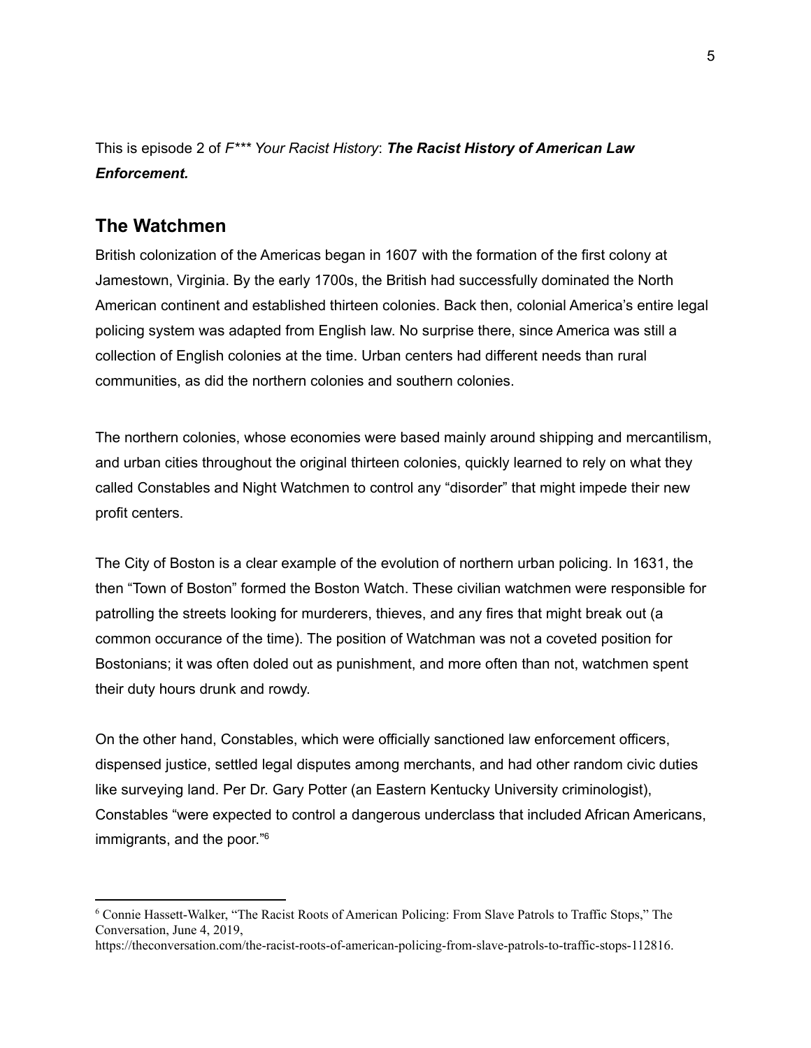This is episode 2 of *F*** Your Racist History*: ***The Racist History of American Law Enforcement.***

## The Watchmen

British colonization of the Americas began in 1607 with the formation of the first colony at Jamestown, Virginia. By the early 1700s, the British had successfully dominated the North American continent and established thirteen colonies. Back then, colonial America's entire legal policing system was adapted from English law. No surprise there, since America was still a collection of English colonies at the time. Urban centers had different needs than rural communities, as did the northern colonies and southern colonies.

The northern colonies, whose economies were based mainly around shipping and mercantilism, and urban cities throughout the original thirteen colonies, quickly learned to rely on what they called Constables and Night Watchmen to control any "disorder" that might impede their new profit centers.

The City of Boston is a clear example of the evolution of northern urban policing. In 1631, the then "Town of Boston" formed the Boston Watch. These civilian watchmen were responsible for patrolling the streets looking for murderers, thieves, and any fires that might break out (a common occurance of the time). The position of Watchman was not a coveted position for Bostonians; it was often doled out as punishment, and more often than not, watchmen spent their duty hours drunk and rowdy.

On the other hand, Constables, which were officially sanctioned law enforcement officers, dispensed justice, settled legal disputes among merchants, and had other random civic duties like surveying land. Per Dr. Gary Potter (an Eastern Kentucky University criminologist), Constables "were expected to control a dangerous underclass that included African Americans, immigrants, and the poor."[6]

---

[6] Connie Hassett-Walker, "The Racist Roots of American Policing: From Slave Patrols to Traffic Stops," The Conversation, June 4, 2019, https://theconversation.com/the-racist-roots-of-american-policing-from-slave-patrols-to-traffic-stops-112816.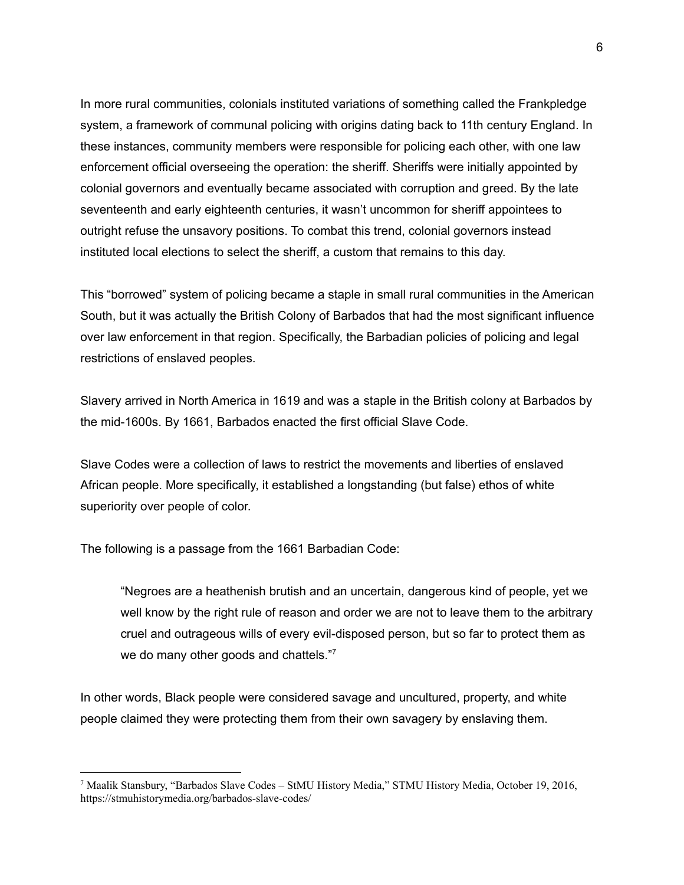In more rural communities, colonials instituted variations of something called the Frankpledge system, a framework of communal policing with origins dating back to 11th century England. In these instances, community members were responsible for policing each other, with one law enforcement official overseeing the operation: the sheriff. Sheriffs were initially appointed by colonial governors and eventually became associated with corruption and greed. By the late seventeenth and early eighteenth centuries, it wasn't uncommon for sheriff appointees to outright refuse the unsavory positions. To combat this trend, colonial governors instead instituted local elections to select the sheriff, a custom that remains to this day.

This "borrowed" system of policing became a staple in small rural communities in the American South, but it was actually the British Colony of Barbados that had the most significant influence over law enforcement in that region. Specifically, the Barbadian policies of policing and legal restrictions of enslaved peoples.

Slavery arrived in North America in 1619 and was a staple in the British colony at Barbados by the mid-1600s. By 1661, Barbados enacted the first official Slave Code.

Slave Codes were a collection of laws to restrict the movements and liberties of enslaved African people. More specifically, it established a longstanding (but false) ethos of white superiority over people of color.

The following is a passage from the 1661 Barbadian Code:

> "Negroes are a heathenish brutish and an uncertain, dangerous kind of people, yet we well know by the right rule of reason and order we are not to leave them to the arbitrary cruel and outrageous wills of every evil-disposed person, but so far to protect them as we do many other goods and chattels."[7]

In other words, Black people were considered savage and uncultured, property, and white people claimed they were protecting them from their own savagery by enslaving them.

---

[7] Maalik Stansbury, "Barbados Slave Codes – StMU History Media," STMU History Media, October 19, 2016, https://stmuhistorymedia.org/barbados-slave-codes/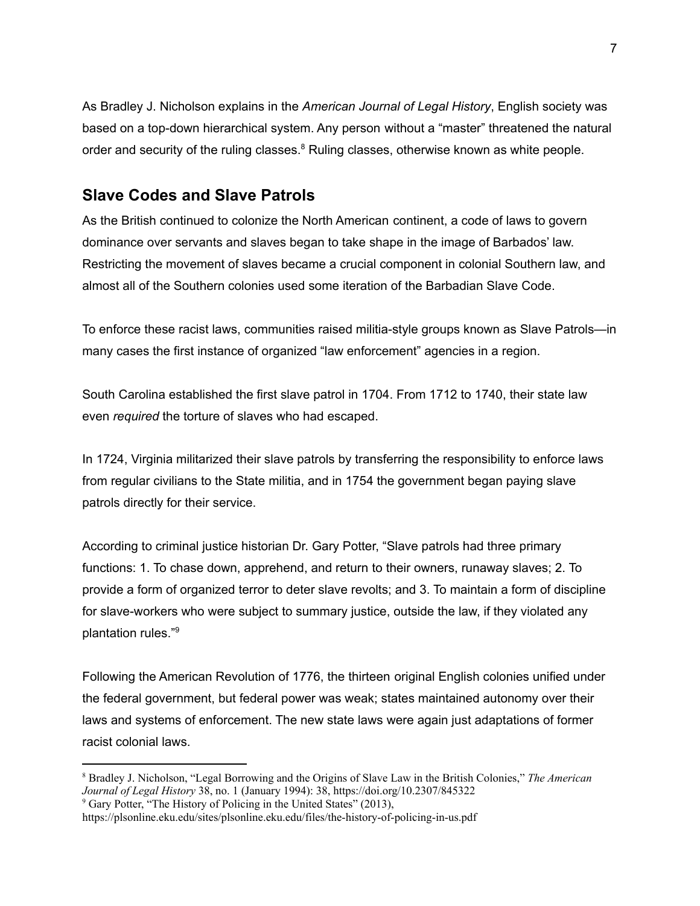As Bradley J. Nicholson explains in the *American Journal of Legal History*, English society was based on a top-down hierarchical system. Any person without a “master” threatened the natural order and security of the ruling classes.[8] Ruling classes, otherwise known as white people.

## Slave Codes and Slave Patrols

As the British continued to colonize the North American continent, a code of laws to govern dominance over servants and slaves began to take shape in the image of Barbados’ law. Restricting the movement of slaves became a crucial component in colonial Southern law, and almost all of the Southern colonies used some iteration of the Barbadian Slave Code.

To enforce these racist laws, communities raised militia-style groups known as Slave Patrols—in many cases the first instance of organized “law enforcement” agencies in a region.

South Carolina established the first slave patrol in 1704. From 1712 to 1740, their state law even *required* the torture of slaves who had escaped.

In 1724, Virginia militarized their slave patrols by transferring the responsibility to enforce laws from regular civilians to the State militia, and in 1754 the government began paying slave patrols directly for their service.

According to criminal justice historian Dr. Gary Potter, “Slave patrols had three primary functions: 1. To chase down, apprehend, and return to their owners, runaway slaves; 2. To provide a form of organized terror to deter slave revolts; and 3. To maintain a form of discipline for slave-workers who were subject to summary justice, outside the law, if they violated any plantation rules.”[9]

Following the American Revolution of 1776, the thirteen original English colonies unified under the federal government, but federal power was weak; states maintained autonomy over their laws and systems of enforcement. The new state laws were again just adaptations of former racist colonial laws.

---

[8] Bradley J. Nicholson, “Legal Borrowing and the Origins of Slave Law in the British Colonies,” *The American Journal of Legal History* 38, no. 1 (January 1994): 38, https://doi.org/10.2307/845322

[9] Gary Potter, “The History of Policing in the United States” (2013), https://plsonline.eku.edu/sites/plsonline.eku.edu/files/the-history-of-policing-in-us.pdf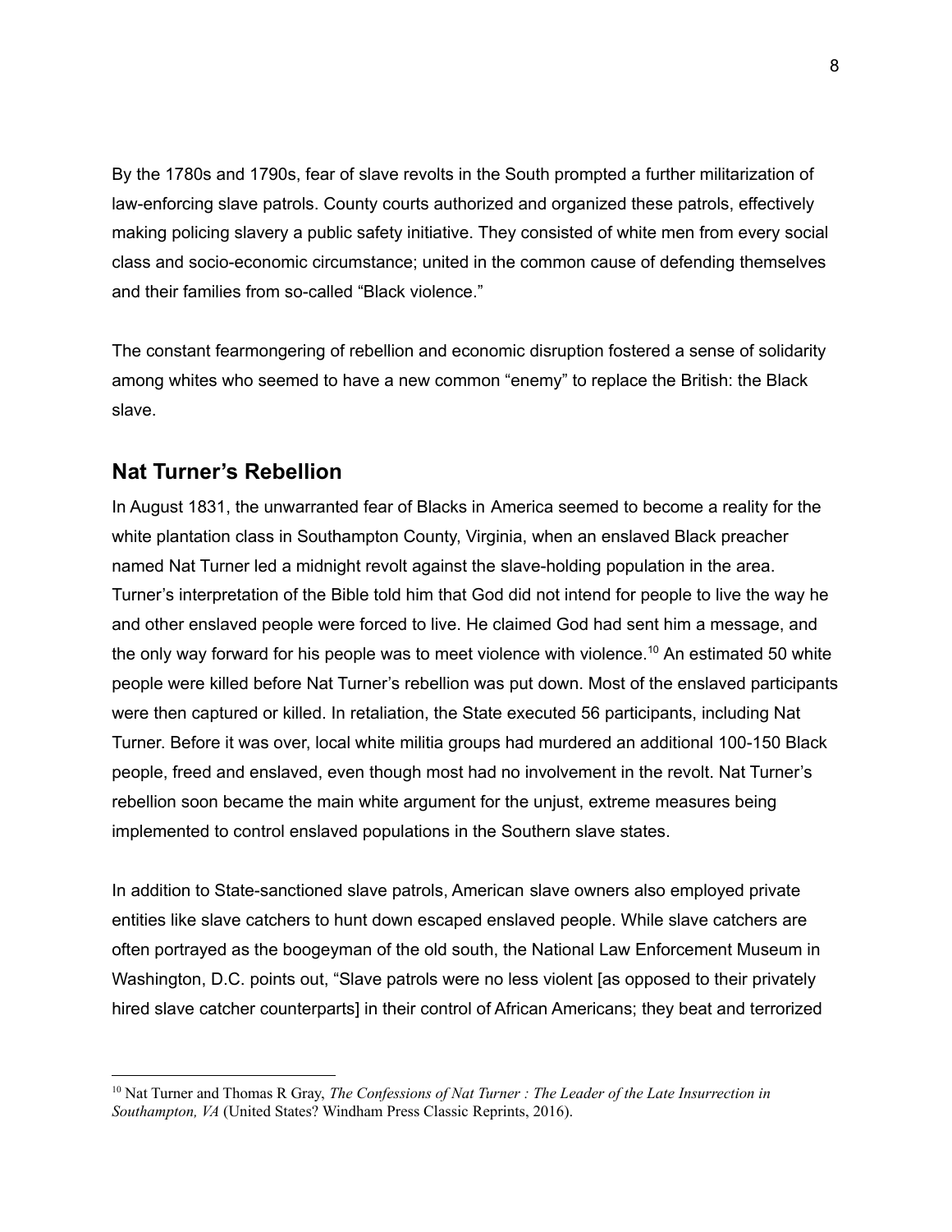By the 1780s and 1790s, fear of slave revolts in the South prompted a further militarization of law-enforcing slave patrols. County courts authorized and organized these patrols, effectively making policing slavery a public safety initiative. They consisted of white men from every social class and socio-economic circumstance; united in the common cause of defending themselves and their families from so-called "Black violence."

The constant fearmongering of rebellion and economic disruption fostered a sense of solidarity among whites who seemed to have a new common "enemy" to replace the British: the Black slave.

## Nat Turner's Rebellion

In August 1831, the unwarranted fear of Blacks in America seemed to become a reality for the white plantation class in Southampton County, Virginia, when an enslaved Black preacher named Nat Turner led a midnight revolt against the slave-holding population in the area. Turner's interpretation of the Bible told him that God did not intend for people to live the way he and other enslaved people were forced to live. He claimed God had sent him a message, and the only way forward for his people was to meet violence with violence.[10] An estimated 50 white people were killed before Nat Turner's rebellion was put down. Most of the enslaved participants were then captured or killed. In retaliation, the State executed 56 participants, including Nat Turner. Before it was over, local white militia groups had murdered an additional 100-150 Black people, freed and enslaved, even though most had no involvement in the revolt. Nat Turner's rebellion soon became the main white argument for the unjust, extreme measures being implemented to control enslaved populations in the Southern slave states.

In addition to State-sanctioned slave patrols, American slave owners also employed private entities like slave catchers to hunt down escaped enslaved people. While slave catchers are often portrayed as the boogeyman of the old south, the National Law Enforcement Museum in Washington, D.C. points out, "Slave patrols were no less violent [as opposed to their privately hired slave catcher counterparts] in their control of African Americans; they beat and terrorized

---

[10] Nat Turner and Thomas R Gray, *The Confessions of Nat Turner : The Leader of the Late Insurrection in Southampton, VA* (United States? Windham Press Classic Reprints, 2016).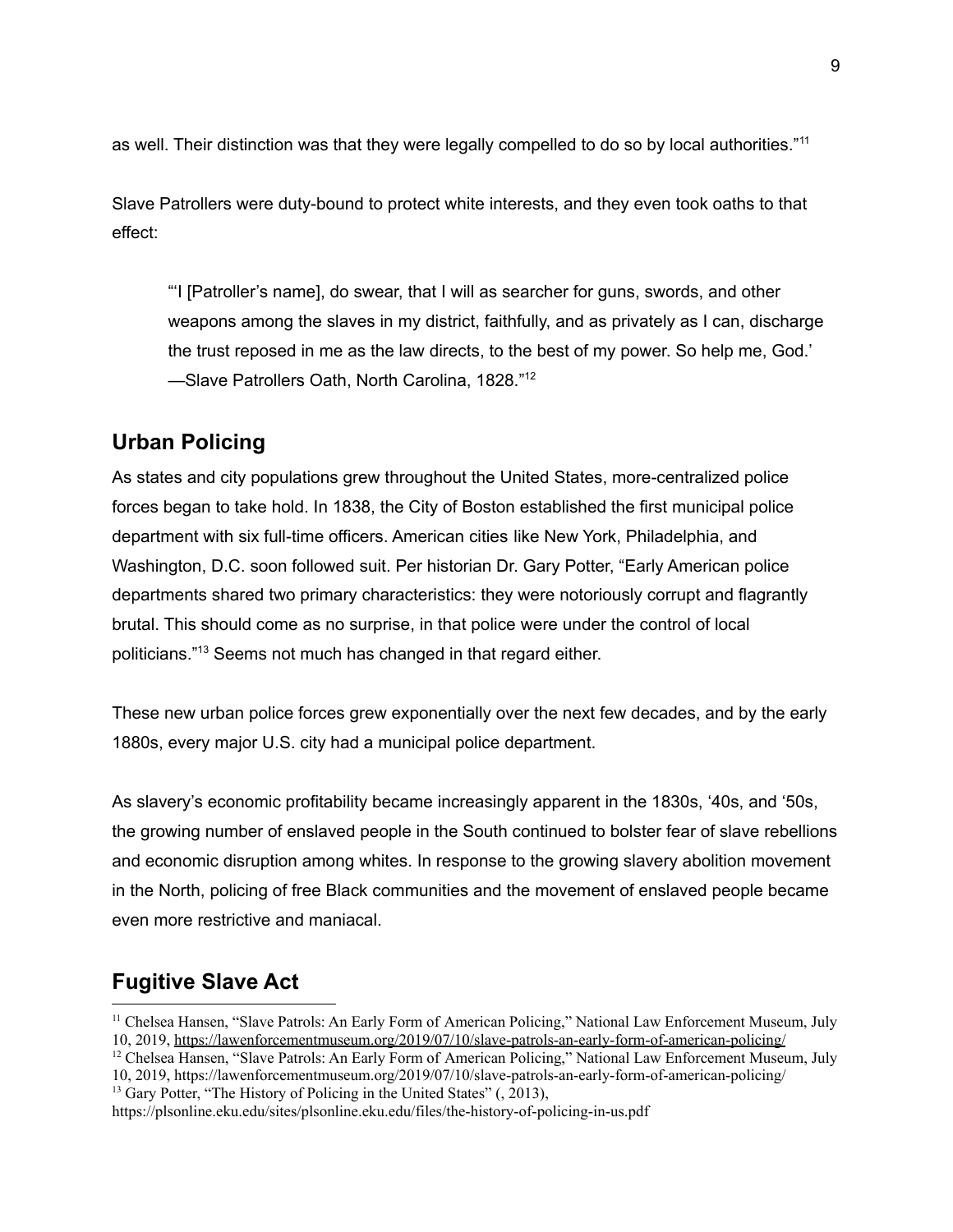as well. Their distinction was that they were legally compelled to do so by local authorities."[11]

Slave Patrollers were duty-bound to protect white interests, and they even took oaths to that effect:

> "'I [Patroller's name], do swear, that I will as searcher for guns, swords, and other weapons among the slaves in my district, faithfully, and as privately as I can, discharge the trust reposed in me as the law directs, to the best of my power. So help me, God.' —Slave Patrollers Oath, North Carolina, 1828."[12]

## Urban Policing

As states and city populations grew throughout the United States, more-centralized police forces began to take hold. In 1838, the City of Boston established the first municipal police department with six full-time officers. American cities like New York, Philadelphia, and Washington, D.C. soon followed suit. Per historian Dr. Gary Potter, "Early American police departments shared two primary characteristics: they were notoriously corrupt and flagrantly brutal. This should come as no surprise, in that police were under the control of local politicians."[13] Seems not much has changed in that regard either.

These new urban police forces grew exponentially over the next few decades, and by the early 1880s, every major U.S. city had a municipal police department.

As slavery's economic profitability became increasingly apparent in the 1830s, '40s, and '50s, the growing number of enslaved people in the South continued to bolster fear of slave rebellions and economic disruption among whites. In response to the growing slavery abolition movement in the North, policing of free Black communities and the movement of enslaved people became even more restrictive and maniacal.

## Fugitive Slave Act

---

[11] Chelsea Hansen, "Slave Patrols: An Early Form of American Policing," National Law Enforcement Museum, July 10, 2019, https://lawenforcementmuseum.org/2019/07/10/slave-patrols-an-early-form-of-american-policing/

[12] Chelsea Hansen, "Slave Patrols: An Early Form of American Policing," National Law Enforcement Museum, July 10, 2019, https://lawenforcementmuseum.org/2019/07/10/slave-patrols-an-early-form-of-american-policing/

[13] Gary Potter, "The History of Policing in the United States" (, 2013), https://plsonline.eku.edu/sites/plsonline.eku.edu/files/the-history-of-policing-in-us.pdf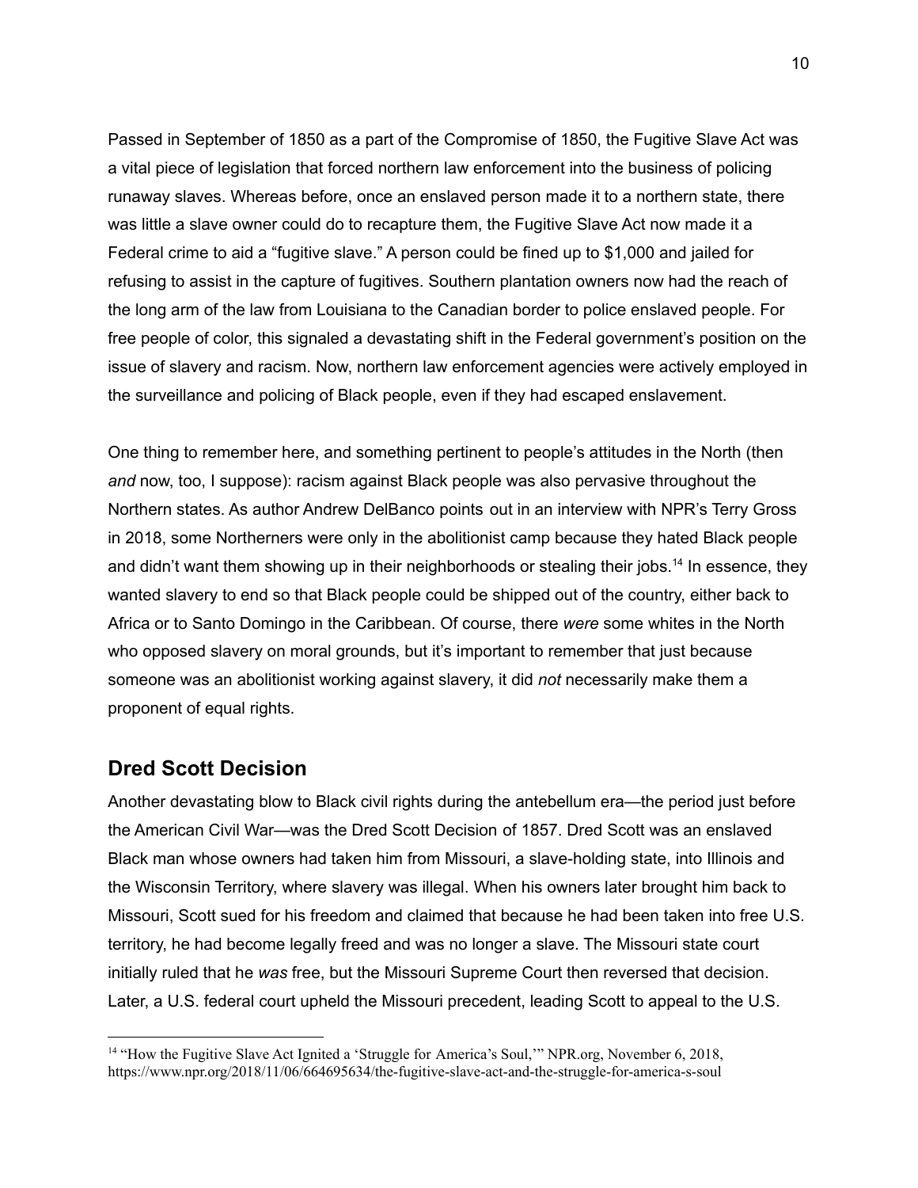Passed in September of 1850 as a part of the Compromise of 1850, the Fugitive Slave Act was a vital piece of legislation that forced northern law enforcement into the business of policing runaway slaves. Whereas before, once an enslaved person made it to a northern state, there was little a slave owner could do to recapture them, the Fugitive Slave Act now made it a Federal crime to aid a "fugitive slave." A person could be fined up to $1,000 and jailed for refusing to assist in the capture of fugitives. Southern plantation owners now had the reach of the long arm of the law from Louisiana to the Canadian border to police enslaved people. For free people of color, this signaled a devastating shift in the Federal government's position on the issue of slavery and racism. Now, northern law enforcement agencies were actively employed in the surveillance and policing of Black people, even if they had escaped enslavement.

One thing to remember here, and something pertinent to people's attitudes in the North (then *and* now, too, I suppose): racism against Black people was also pervasive throughout the Northern states. As author Andrew DelBanco points out in an interview with NPR's Terry Gross in 2018, some Northerners were only in the abolitionist camp because they hated Black people and didn't want them showing up in their neighborhoods or stealing their jobs.[14] In essence, they wanted slavery to end so that Black people could be shipped out of the country, either back to Africa or to Santo Domingo in the Caribbean. Of course, there *were* some whites in the North who opposed slavery on moral grounds, but it's important to remember that just because someone was an abolitionist working against slavery, it did *not* necessarily make them a proponent of equal rights.

## Dred Scott Decision

Another devastating blow to Black civil rights during the antebellum era—the period just before the American Civil War—was the Dred Scott Decision of 1857. Dred Scott was an enslaved Black man whose owners had taken him from Missouri, a slave-holding state, into Illinois and the Wisconsin Territory, where slavery was illegal. When his owners later brought him back to Missouri, Scott sued for his freedom and claimed that because he had been taken into free U.S. territory, he had become legally freed and was no longer a slave. The Missouri state court initially ruled that he *was* free, but the Missouri Supreme Court then reversed that decision. Later, a U.S. federal court upheld the Missouri precedent, leading Scott to appeal to the U.S.

[14] "How the Fugitive Slave Act Ignited a 'Struggle for America's Soul,'" NPR.org, November 6, 2018, https://www.npr.org/2018/11/06/664695634/the-fugitive-slave-act-and-the-struggle-for-america-s-soul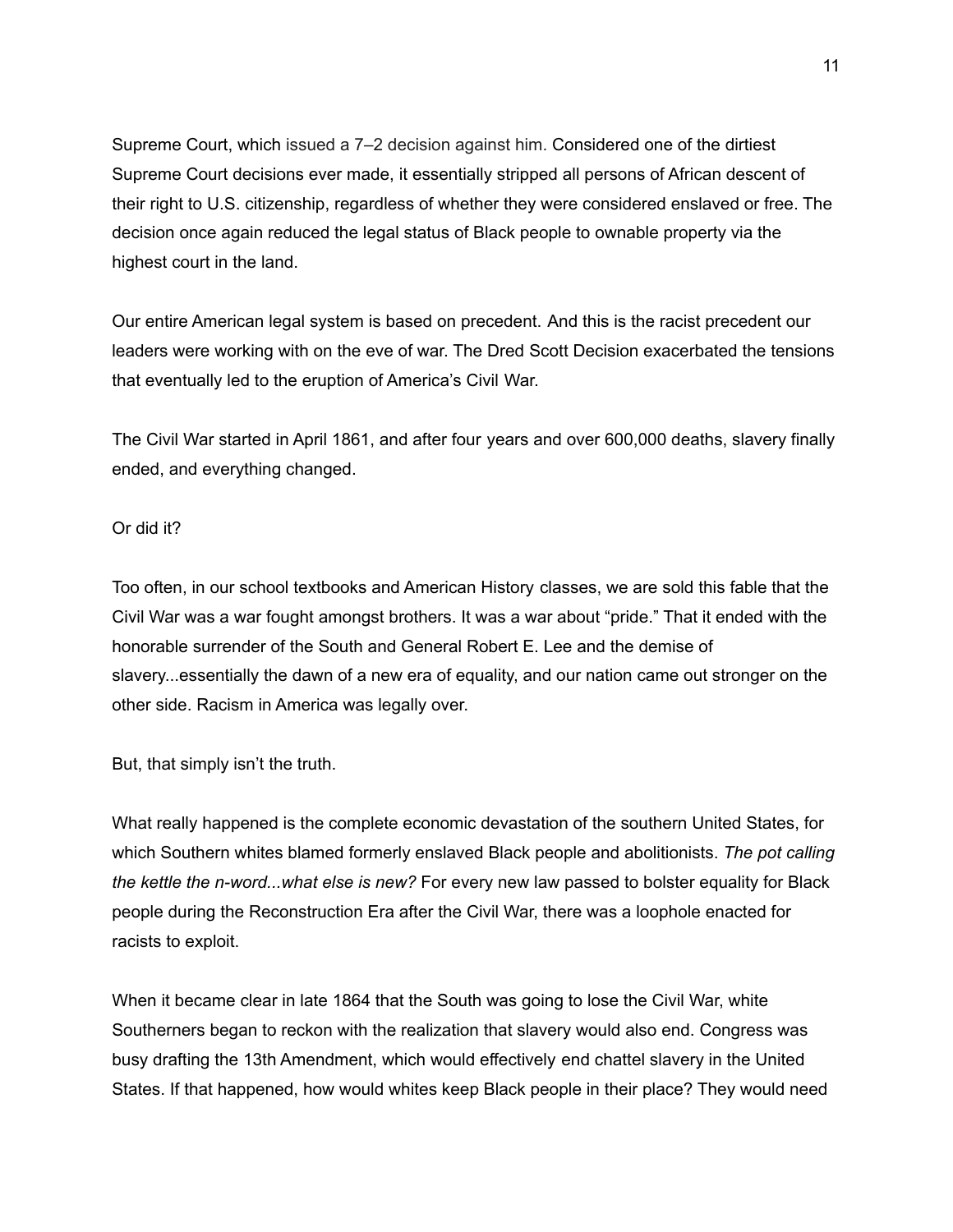Supreme Court, which issued a 7–2 decision against him. Considered one of the dirtiest Supreme Court decisions ever made, it essentially stripped all persons of African descent of their right to U.S. citizenship, regardless of whether they were considered enslaved or free. The decision once again reduced the legal status of Black people to ownable property via the highest court in the land.

Our entire American legal system is based on precedent. And this is the racist precedent our leaders were working with on the eve of war. The Dred Scott Decision exacerbated the tensions that eventually led to the eruption of America's Civil War.

The Civil War started in April 1861, and after four years and over 600,000 deaths, slavery finally ended, and everything changed.

Or did it?

Too often, in our school textbooks and American History classes, we are sold this fable that the Civil War was a war fought amongst brothers. It was a war about "pride." That it ended with the honorable surrender of the South and General Robert E. Lee and the demise of slavery...essentially the dawn of a new era of equality, and our nation came out stronger on the other side. Racism in America was legally over.

But, that simply isn't the truth.

What really happened is the complete economic devastation of the southern United States, for which Southern whites blamed formerly enslaved Black people and abolitionists. *The pot calling the kettle the n-word...what else is new?* For every new law passed to bolster equality for Black people during the Reconstruction Era after the Civil War, there was a loophole enacted for racists to exploit.

When it became clear in late 1864 that the South was going to lose the Civil War, white Southerners began to reckon with the realization that slavery would also end. Congress was busy drafting the 13th Amendment, which would effectively end chattel slavery in the United States. If that happened, how would whites keep Black people in their place? They would need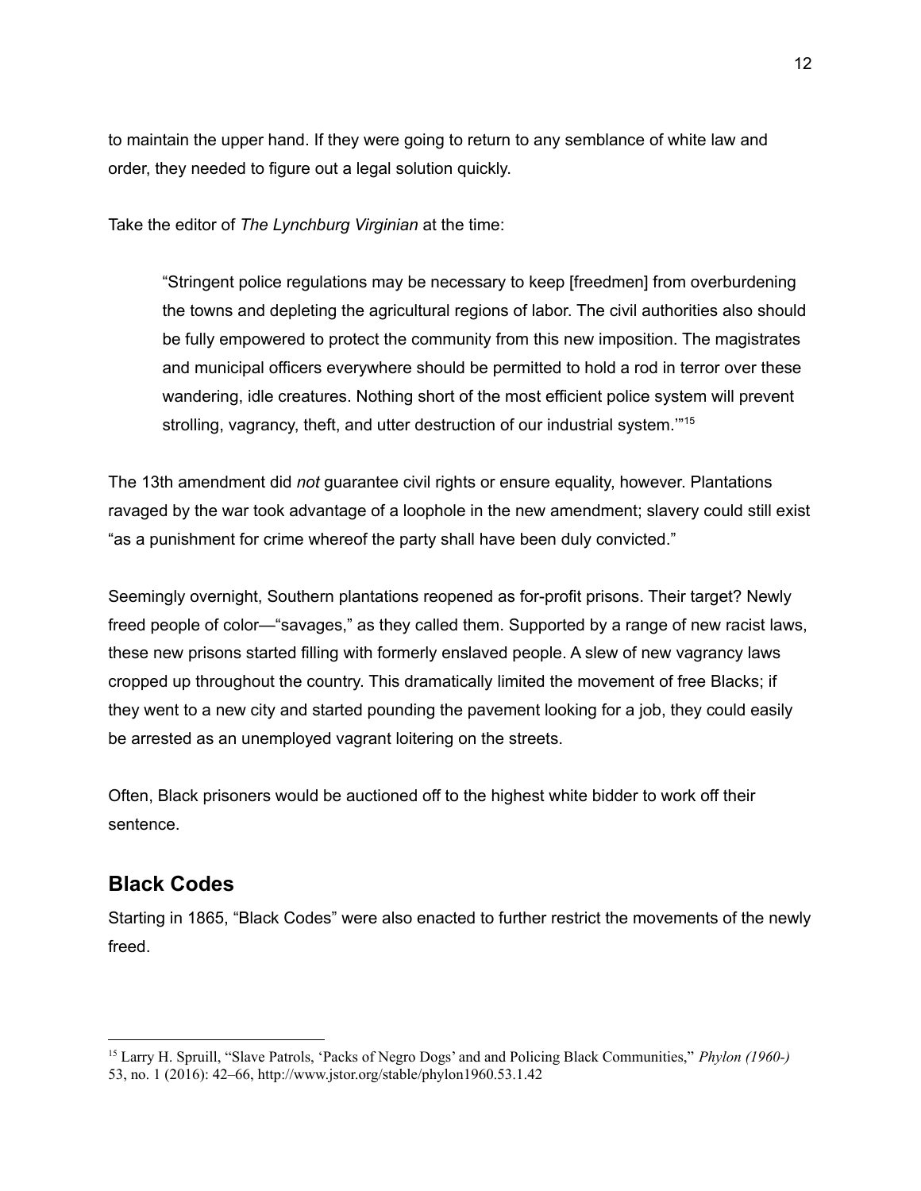to maintain the upper hand. If they were going to return to any semblance of white law and order, they needed to figure out a legal solution quickly.

Take the editor of *The Lynchburg Virginian* at the time:

> "Stringent police regulations may be necessary to keep [freedmen] from overburdening the towns and depleting the agricultural regions of labor. The civil authorities also should be fully empowered to protect the community from this new imposition. The magistrates and municipal officers everywhere should be permitted to hold a rod in terror over these wandering, idle creatures. Nothing short of the most efficient police system will prevent strolling, vagrancy, theft, and utter destruction of our industrial system.'"[15]

The 13th amendment did *not* guarantee civil rights or ensure equality, however. Plantations ravaged by the war took advantage of a loophole in the new amendment; slavery could still exist "as a punishment for crime whereof the party shall have been duly convicted."

Seemingly overnight, Southern plantations reopened as for-profit prisons. Their target? Newly freed people of color—"savages," as they called them. Supported by a range of new racist laws, these new prisons started filling with formerly enslaved people. A slew of new vagrancy laws cropped up throughout the country. This dramatically limited the movement of free Blacks; if they went to a new city and started pounding the pavement looking for a job, they could easily be arrested as an unemployed vagrant loitering on the streets.

Often, Black prisoners would be auctioned off to the highest white bidder to work off their sentence.

## Black Codes

Starting in 1865, "Black Codes" were also enacted to further restrict the movements of the newly freed.

---

[15] Larry H. Spruill, "Slave Patrols, 'Packs of Negro Dogs' and and Policing Black Communities," *Phylon (1960-)* 53, no. 1 (2016): 42–66, http://www.jstor.org/stable/phylon1960.53.1.42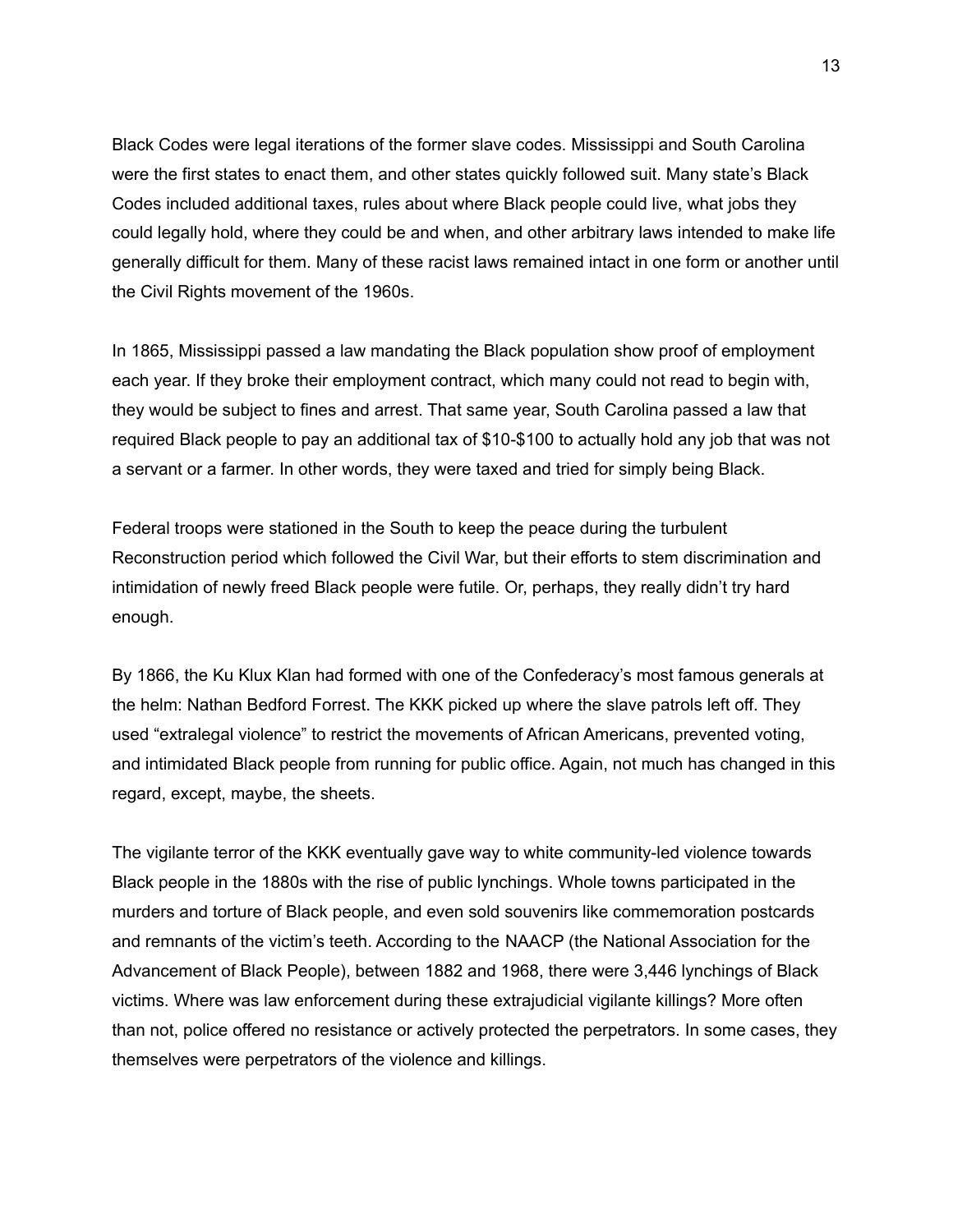Black Codes were legal iterations of the former slave codes. Mississippi and South Carolina were the first states to enact them, and other states quickly followed suit. Many state's Black Codes included additional taxes, rules about where Black people could live, what jobs they could legally hold, where they could be and when, and other arbitrary laws intended to make life generally difficult for them. Many of these racist laws remained intact in one form or another until the Civil Rights movement of the 1960s.

In 1865, Mississippi passed a law mandating the Black population show proof of employment each year. If they broke their employment contract, which many could not read to begin with, they would be subject to fines and arrest. That same year, South Carolina passed a law that required Black people to pay an additional tax of $10-$100 to actually hold any job that was not a servant or a farmer. In other words, they were taxed and tried for simply being Black.

Federal troops were stationed in the South to keep the peace during the turbulent Reconstruction period which followed the Civil War, but their efforts to stem discrimination and intimidation of newly freed Black people were futile. Or, perhaps, they really didn't try hard enough.

By 1866, the Ku Klux Klan had formed with one of the Confederacy's most famous generals at the helm: Nathan Bedford Forrest. The KKK picked up where the slave patrols left off. They used "extralegal violence" to restrict the movements of African Americans, prevented voting, and intimidated Black people from running for public office. Again, not much has changed in this regard, except, maybe, the sheets.

The vigilante terror of the KKK eventually gave way to white community-led violence towards Black people in the 1880s with the rise of public lynchings. Whole towns participated in the murders and torture of Black people, and even sold souvenirs like commemoration postcards and remnants of the victim's teeth. According to the NAACP (the National Association for the Advancement of Black People), between 1882 and 1968, there were 3,446 lynchings of Black victims. Where was law enforcement during these extrajudicial vigilante killings? More often than not, police offered no resistance or actively protected the perpetrators. In some cases, they themselves were perpetrators of the violence and killings.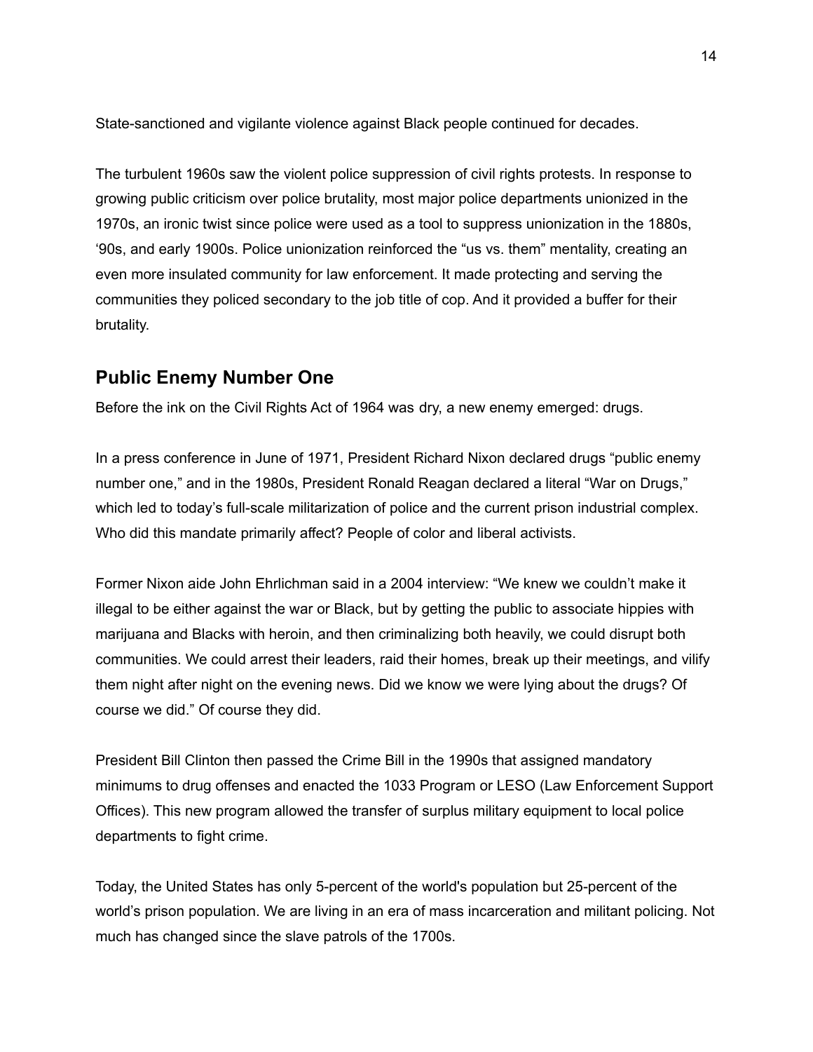State-sanctioned and vigilante violence against Black people continued for decades.

The turbulent 1960s saw the violent police suppression of civil rights protests. In response to growing public criticism over police brutality, most major police departments unionized in the 1970s, an ironic twist since police were used as a tool to suppress unionization in the 1880s, '90s, and early 1900s. Police unionization reinforced the "us vs. them" mentality, creating an even more insulated community for law enforcement. It made protecting and serving the communities they policed secondary to the job title of cop. And it provided a buffer for their brutality.

## Public Enemy Number One

Before the ink on the Civil Rights Act of 1964 was dry, a new enemy emerged: drugs.

In a press conference in June of 1971, President Richard Nixon declared drugs "public enemy number one," and in the 1980s, President Ronald Reagan declared a literal "War on Drugs," which led to today's full-scale militarization of police and the current prison industrial complex. Who did this mandate primarily affect? People of color and liberal activists.

Former Nixon aide John Ehrlichman said in a 2004 interview: "We knew we couldn't make it illegal to be either against the war or Black, but by getting the public to associate hippies with marijuana and Blacks with heroin, and then criminalizing both heavily, we could disrupt both communities. We could arrest their leaders, raid their homes, break up their meetings, and vilify them night after night on the evening news. Did we know we were lying about the drugs? Of course we did." Of course they did.

President Bill Clinton then passed the Crime Bill in the 1990s that assigned mandatory minimums to drug offenses and enacted the 1033 Program or LESO (Law Enforcement Support Offices). This new program allowed the transfer of surplus military equipment to local police departments to fight crime.

Today, the United States has only 5-percent of the world's population but 25-percent of the world's prison population. We are living in an era of mass incarceration and militant policing. Not much has changed since the slave patrols of the 1700s.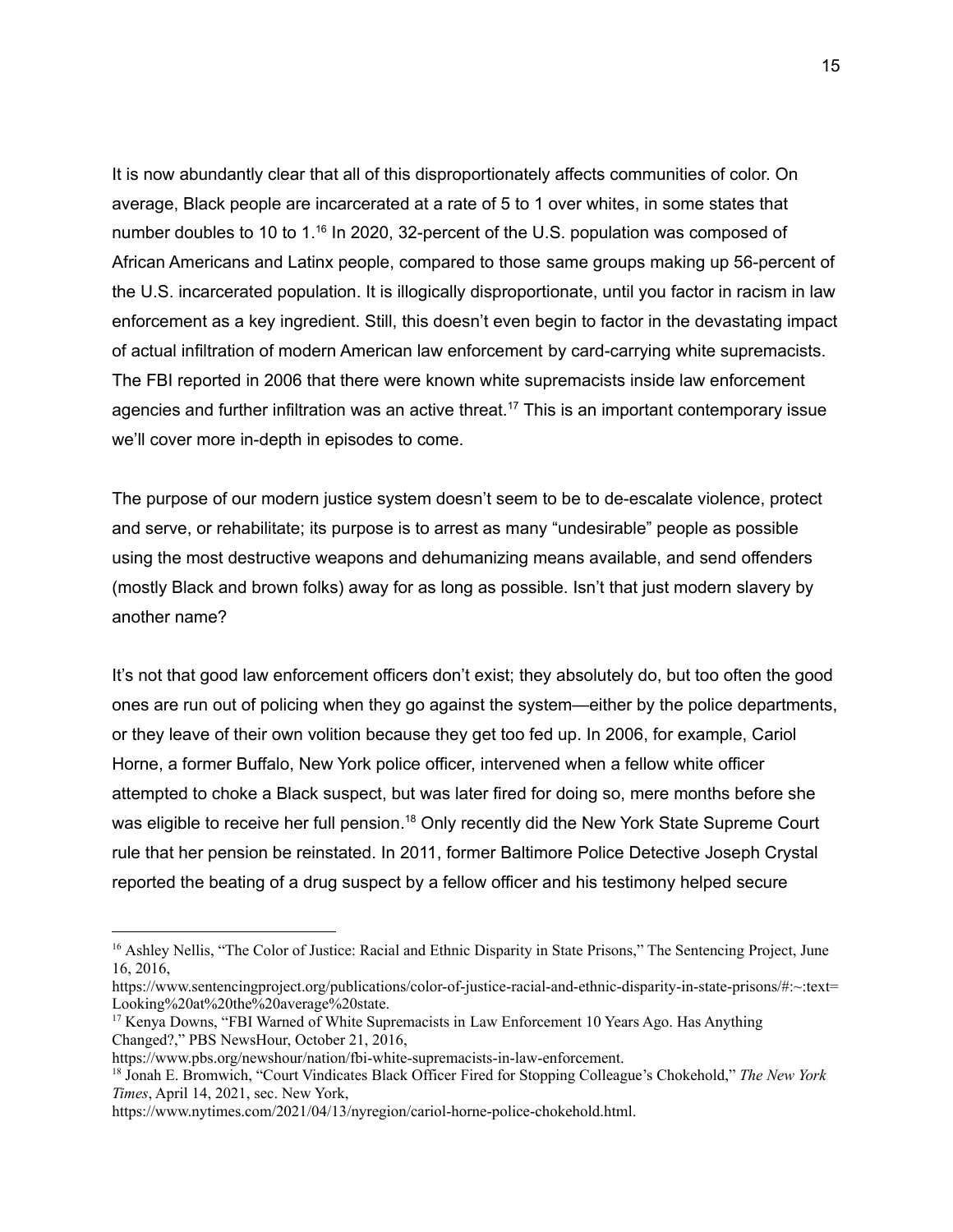It is now abundantly clear that all of this disproportionately affects communities of color. On average, Black people are incarcerated at a rate of 5 to 1 over whites, in some states that number doubles to 10 to 1.[16] In 2020, 32-percent of the U.S. population was composed of African Americans and Latinx people, compared to those same groups making up 56-percent of the U.S. incarcerated population. It is illogically disproportionate, until you factor in racism in law enforcement as a key ingredient. Still, this doesn't even begin to factor in the devastating impact of actual infiltration of modern American law enforcement by card-carrying white supremacists. The FBI reported in 2006 that there were known white supremacists inside law enforcement agencies and further infiltration was an active threat.[17] This is an important contemporary issue we'll cover more in-depth in episodes to come.

The purpose of our modern justice system doesn't seem to be to de-escalate violence, protect and serve, or rehabilitate; its purpose is to arrest as many "undesirable" people as possible using the most destructive weapons and dehumanizing means available, and send offenders (mostly Black and brown folks) away for as long as possible. Isn't that just modern slavery by another name?

It's not that good law enforcement officers don't exist; they absolutely do, but too often the good ones are run out of policing when they go against the system—either by the police departments, or they leave of their own volition because they get too fed up. In 2006, for example, Cariol Horne, a former Buffalo, New York police officer, intervened when a fellow white officer attempted to choke a Black suspect, but was later fired for doing so, mere months before she was eligible to receive her full pension.[18] Only recently did the New York State Supreme Court rule that her pension be reinstated. In 2011, former Baltimore Police Detective Joseph Crystal reported the beating of a drug suspect by a fellow officer and his testimony helped secure

---

[16] Ashley Nellis, "The Color of Justice: Racial and Ethnic Disparity in State Prisons," The Sentencing Project, June 16, 2016, https://www.sentencingproject.org/publications/color-of-justice-racial-and-ethnic-disparity-in-state-prisons/#:~:text=Looking%20at%20the%20average%20state.

[17] Kenya Downs, "FBI Warned of White Supremacists in Law Enforcement 10 Years Ago. Has Anything Changed?," PBS NewsHour, October 21, 2016, https://www.pbs.org/newshour/nation/fbi-white-supremacists-in-law-enforcement.

[18] Jonah E. Bromwich, "Court Vindicates Black Officer Fired for Stopping Colleague's Chokehold," *The New York Times*, April 14, 2021, sec. New York, https://www.nytimes.com/2021/04/13/nyregion/cariol-horne-police-chokehold.html.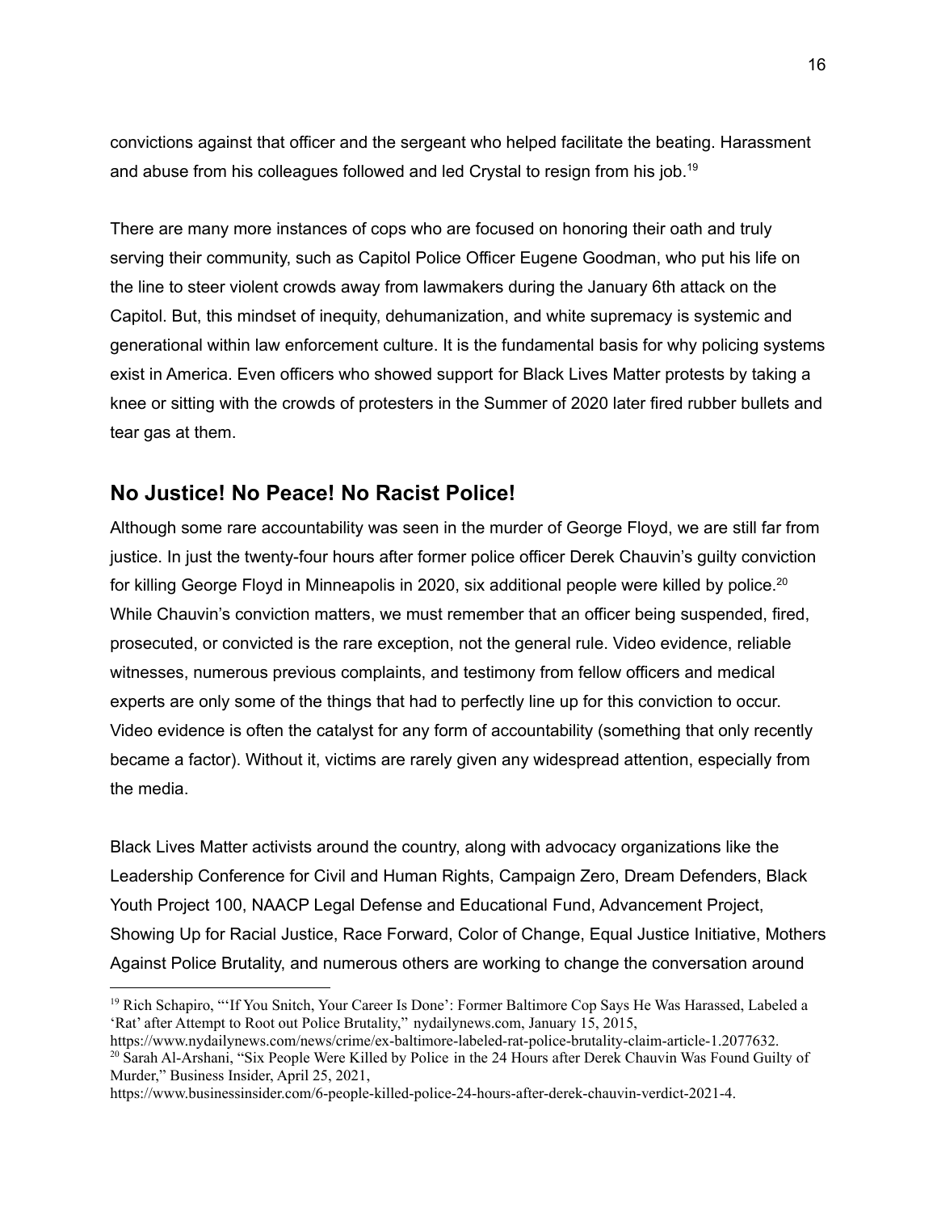convictions against that officer and the sergeant who helped facilitate the beating. Harassment and abuse from his colleagues followed and led Crystal to resign from his job.[19]

There are many more instances of cops who are focused on honoring their oath and truly serving their community, such as Capitol Police Officer Eugene Goodman, who put his life on the line to steer violent crowds away from lawmakers during the January 6th attack on the Capitol. But, this mindset of inequity, dehumanization, and white supremacy is systemic and generational within law enforcement culture. It is the fundamental basis for why policing systems exist in America. Even officers who showed support for Black Lives Matter protests by taking a knee or sitting with the crowds of protesters in the Summer of 2020 later fired rubber bullets and tear gas at them.

## No Justice! No Peace! No Racist Police!

Although some rare accountability was seen in the murder of George Floyd, we are still far from justice. In just the twenty-four hours after former police officer Derek Chauvin's guilty conviction for killing George Floyd in Minneapolis in 2020, six additional people were killed by police.[20] While Chauvin's conviction matters, we must remember that an officer being suspended, fired, prosecuted, or convicted is the rare exception, not the general rule. Video evidence, reliable witnesses, numerous previous complaints, and testimony from fellow officers and medical experts are only some of the things that had to perfectly line up for this conviction to occur. Video evidence is often the catalyst for any form of accountability (something that only recently became a factor). Without it, victims are rarely given any widespread attention, especially from the media.

Black Lives Matter activists around the country, along with advocacy organizations like the Leadership Conference for Civil and Human Rights, Campaign Zero, Dream Defenders, Black Youth Project 100, NAACP Legal Defense and Educational Fund, Advancement Project, Showing Up for Racial Justice, Race Forward, Color of Change, Equal Justice Initiative, Mothers Against Police Brutality, and numerous others are working to change the conversation around

---

[19] Rich Schapiro, "'If You Snitch, Your Career Is Done': Former Baltimore Cop Says He Was Harassed, Labeled a 'Rat' after Attempt to Root out Police Brutality," nydailynews.com, January 15, 2015, https://www.nydailynews.com/news/crime/ex-baltimore-labeled-rat-police-brutality-claim-article-1.2077632.

[20] Sarah Al-Arshani, "Six People Were Killed by Police in the 24 Hours after Derek Chauvin Was Found Guilty of Murder," Business Insider, April 25, 2021, https://www.businessinsider.com/6-people-killed-police-24-hours-after-derek-chauvin-verdict-2021-4.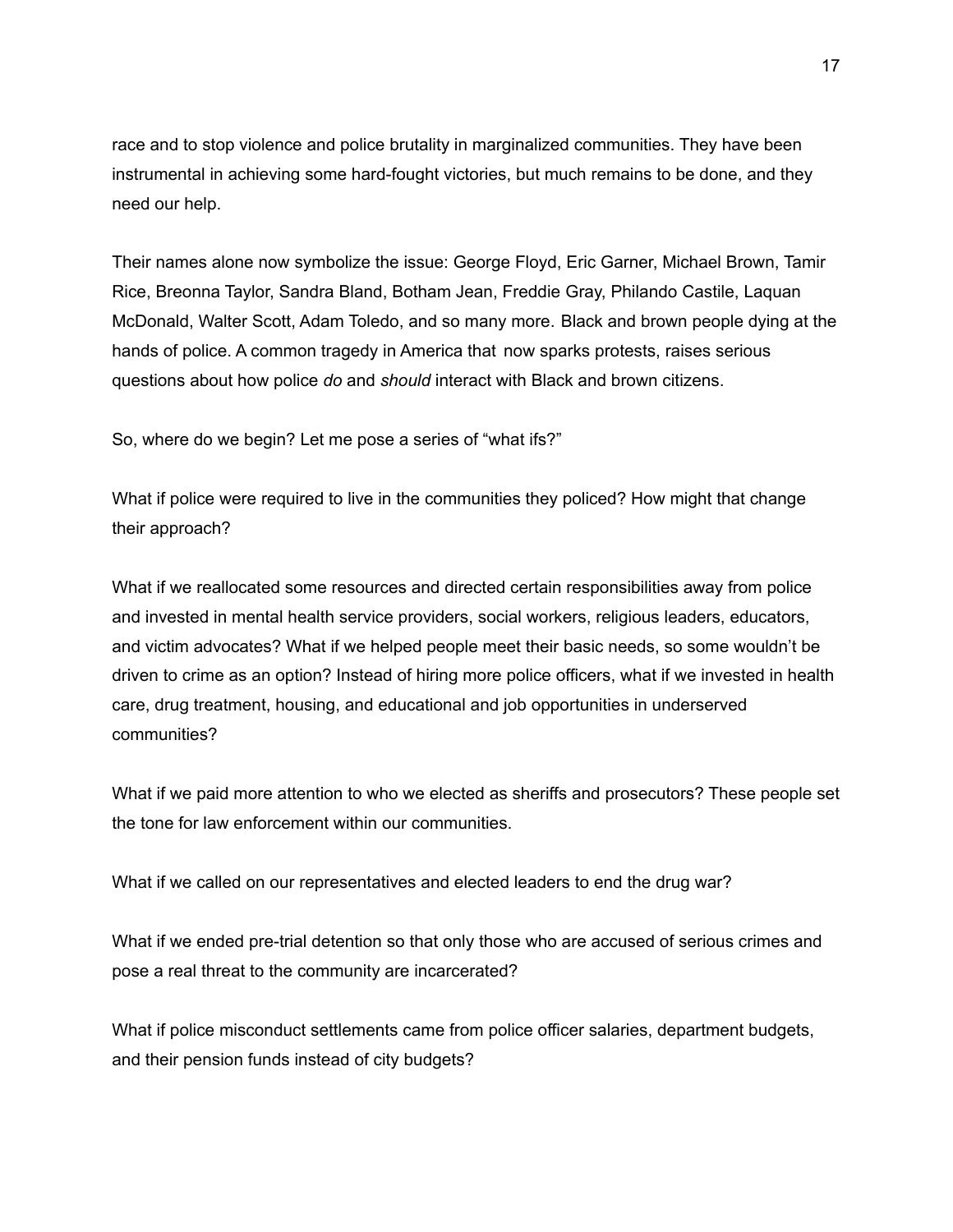race and to stop violence and police brutality in marginalized communities. They have been instrumental in achieving some hard-fought victories, but much remains to be done, and they need our help.

Their names alone now symbolize the issue: George Floyd, Eric Garner, Michael Brown, Tamir Rice, Breonna Taylor, Sandra Bland, Botham Jean, Freddie Gray, Philando Castile, Laquan McDonald, Walter Scott, Adam Toledo, and so many more. Black and brown people dying at the hands of police. A common tragedy in America that now sparks protests, raises serious questions about how police *do* and *should* interact with Black and brown citizens.

So, where do we begin? Let me pose a series of "what ifs?"

What if police were required to live in the communities they policed? How might that change their approach?

What if we reallocated some resources and directed certain responsibilities away from police and invested in mental health service providers, social workers, religious leaders, educators, and victim advocates? What if we helped people meet their basic needs, so some wouldn't be driven to crime as an option? Instead of hiring more police officers, what if we invested in health care, drug treatment, housing, and educational and job opportunities in underserved communities?

What if we paid more attention to who we elected as sheriffs and prosecutors? These people set the tone for law enforcement within our communities.

What if we called on our representatives and elected leaders to end the drug war?

What if we ended pre-trial detention so that only those who are accused of serious crimes and pose a real threat to the community are incarcerated?

What if police misconduct settlements came from police officer salaries, department budgets, and their pension funds instead of city budgets?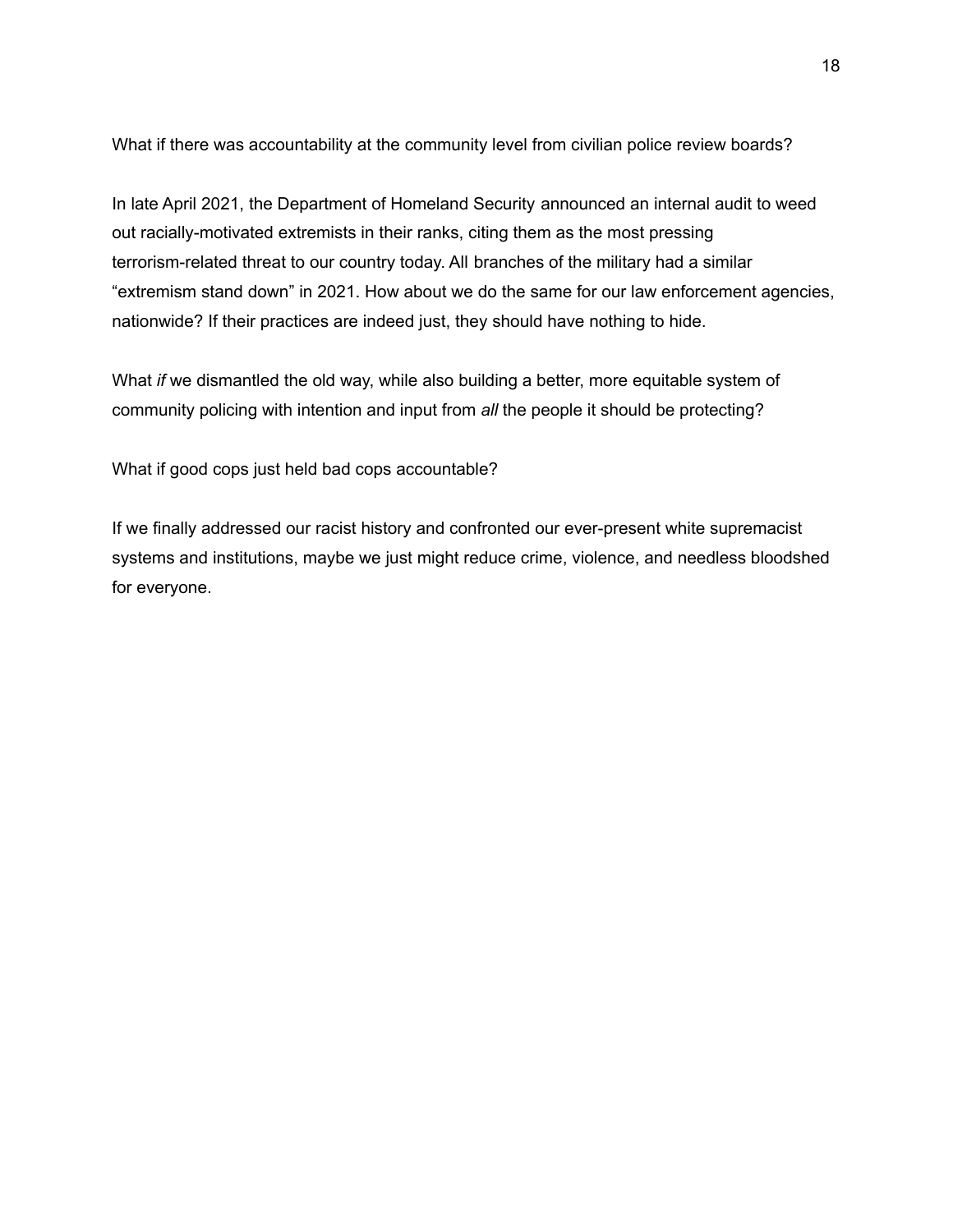What if there was accountability at the community level from civilian police review boards?

In late April 2021, the Department of Homeland Security announced an internal audit to weed out racially-motivated extremists in their ranks, citing them as the most pressing terrorism-related threat to our country today. All branches of the military had a similar "extremism stand down" in 2021. How about we do the same for our law enforcement agencies, nationwide? If their practices are indeed just, they should have nothing to hide.

What *if* we dismantled the old way, while also building a better, more equitable system of community policing with intention and input from *all* the people it should be protecting?

What if good cops just held bad cops accountable?

If we finally addressed our racist history and confronted our ever-present white supremacist systems and institutions, maybe we just might reduce crime, violence, and needless bloodshed for everyone.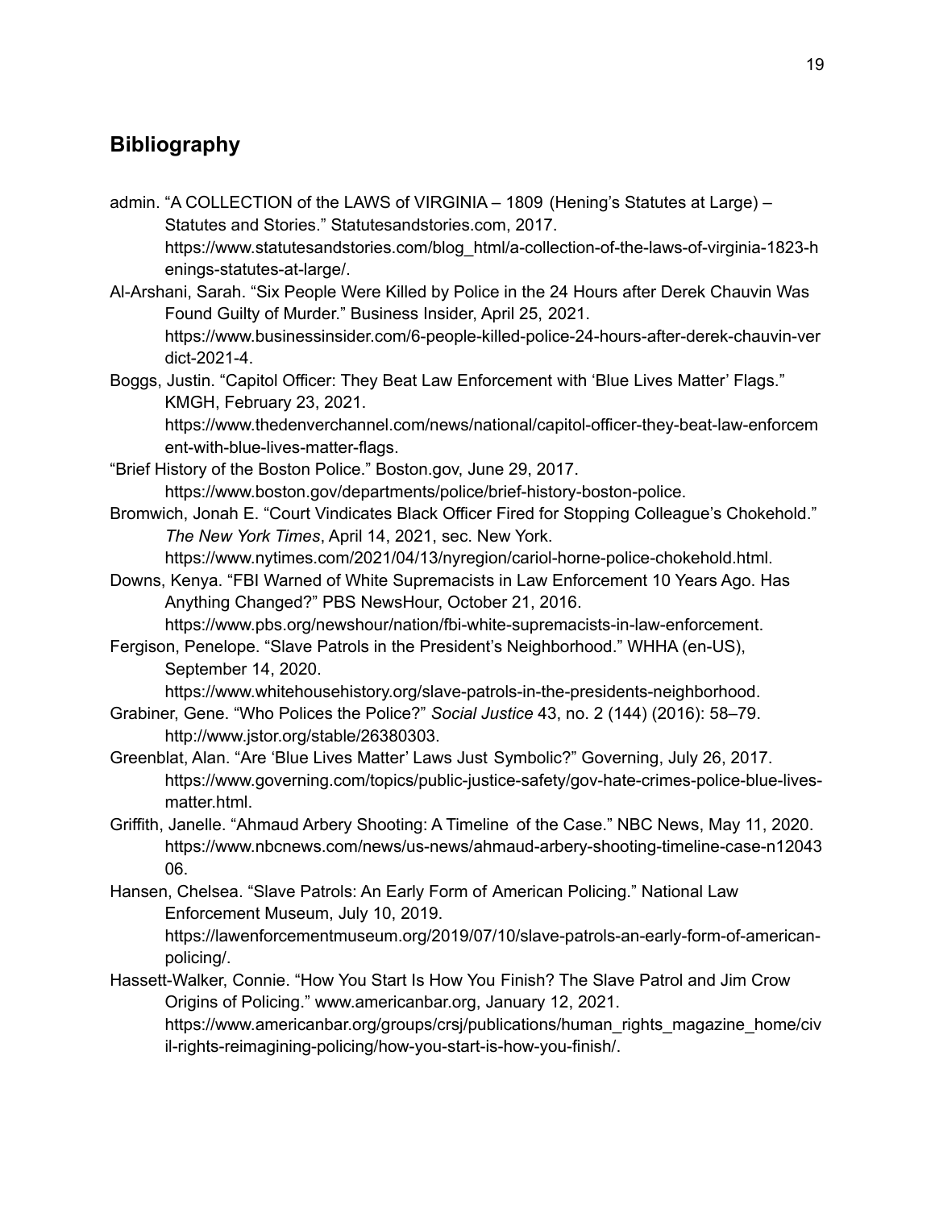## Bibliography

admin. “A COLLECTION of the LAWS of VIRGINIA – 1809 (Hening’s Statutes at Large) – Statutes and Stories.” Statutesandstories.com, 2017. https://www.statutesandstories.com/blog_html/a-collection-of-the-laws-of-virginia-1823-henings-statutes-at-large/.

Al-Arshani, Sarah. “Six People Were Killed by Police in the 24 Hours after Derek Chauvin Was Found Guilty of Murder.” Business Insider, April 25, 2021. https://www.businessinsider.com/6-people-killed-police-24-hours-after-derek-chauvin-verdict-2021-4.

Boggs, Justin. “Capitol Officer: They Beat Law Enforcement with ‘Blue Lives Matter’ Flags.” KMGH, February 23, 2021. https://www.thedenverchannel.com/news/national/capitol-officer-they-beat-law-enforcement-with-blue-lives-matter-flags.

“Brief History of the Boston Police.” Boston.gov, June 29, 2017. https://www.boston.gov/departments/police/brief-history-boston-police.

Bromwich, Jonah E. “Court Vindicates Black Officer Fired for Stopping Colleague’s Chokehold.” *The New York Times*, April 14, 2021, sec. New York. https://www.nytimes.com/2021/04/13/nyregion/cariol-horne-police-chokehold.html.

Downs, Kenya. “FBI Warned of White Supremacists in Law Enforcement 10 Years Ago. Has Anything Changed?” PBS NewsHour, October 21, 2016. https://www.pbs.org/newshour/nation/fbi-white-supremacists-in-law-enforcement.

Fergison, Penelope. “Slave Patrols in the President’s Neighborhood.” WHHA (en-US), September 14, 2020. https://www.whitehousehistory.org/slave-patrols-in-the-presidents-neighborhood.

Grabiner, Gene. “Who Polices the Police?” *Social Justice* 43, no. 2 (144) (2016): 58–79. http://www.jstor.org/stable/26380303.

Greenblat, Alan. “Are ‘Blue Lives Matter’ Laws Just Symbolic?” Governing, July 26, 2017. https://www.governing.com/topics/public-justice-safety/gov-hate-crimes-police-blue-lives-matter.html.

Griffith, Janelle. “Ahmaud Arbery Shooting: A Timeline of the Case.” NBC News, May 11, 2020. https://www.nbcnews.com/news/us-news/ahmaud-arbery-shooting-timeline-case-n1204306.

Hansen, Chelsea. “Slave Patrols: An Early Form of American Policing.” National Law Enforcement Museum, July 10, 2019. https://lawenforcementmuseum.org/2019/07/10/slave-patrols-an-early-form-of-american-policing/.

Hassett-Walker, Connie. “How You Start Is How You Finish? The Slave Patrol and Jim Crow Origins of Policing.” www.americanbar.org, January 12, 2021. https://www.americanbar.org/groups/crsj/publications/human_rights_magazine_home/civil-rights-reimagining-policing/how-you-start-is-how-you-finish/.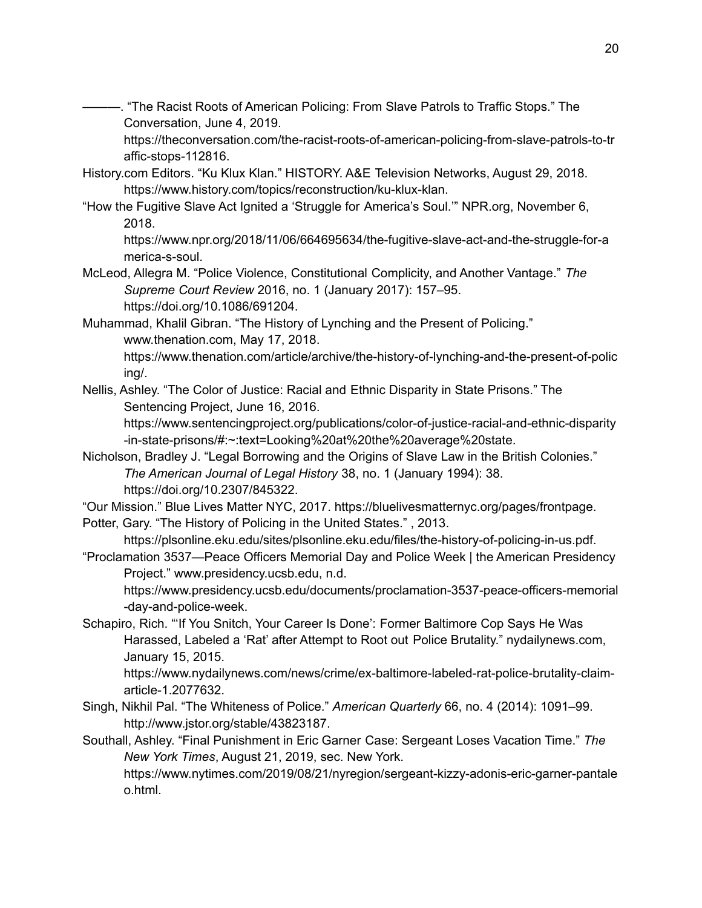———. “The Racist Roots of American Policing: From Slave Patrols to Traffic Stops.” The Conversation, June 4, 2019. https://theconversation.com/the-racist-roots-of-american-policing-from-slave-patrols-to-traffic-stops-112816.

History.com Editors. “Ku Klux Klan.” HISTORY. A&E Television Networks, August 29, 2018. https://www.history.com/topics/reconstruction/ku-klux-klan.

“How the Fugitive Slave Act Ignited a ‘Struggle for America’s Soul.’” NPR.org, November 6, 2018. https://www.npr.org/2018/11/06/664695634/the-fugitive-slave-act-and-the-struggle-for-america-s-soul.

McLeod, Allegra M. “Police Violence, Constitutional Complicity, and Another Vantage.” *The Supreme Court Review* 2016, no. 1 (January 2017): 157–95. https://doi.org/10.1086/691204.

Muhammad, Khalil Gibran. “The History of Lynching and the Present of Policing.” www.thenation.com, May 17, 2018. https://www.thenation.com/article/archive/the-history-of-lynching-and-the-present-of-policing/.

Nellis, Ashley. “The Color of Justice: Racial and Ethnic Disparity in State Prisons.” The Sentencing Project, June 16, 2016. https://www.sentencingproject.org/publications/color-of-justice-racial-and-ethnic-disparity-in-state-prisons/#:~:text=Looking%20at%20the%20average%20state.

Nicholson, Bradley J. “Legal Borrowing and the Origins of Slave Law in the British Colonies.” *The American Journal of Legal History* 38, no. 1 (January 1994): 38. https://doi.org/10.2307/845322.

“Our Mission.” Blue Lives Matter NYC, 2017. https://bluelivesmatternyc.org/pages/frontpage.

Potter, Gary. “The History of Policing in the United States.” , 2013. https://plsonline.eku.edu/sites/plsonline.eku.edu/files/the-history-of-policing-in-us.pdf.

“Proclamation 3537—Peace Officers Memorial Day and Police Week | the American Presidency Project.” www.presidency.ucsb.edu, n.d. https://www.presidency.ucsb.edu/documents/proclamation-3537-peace-officers-memorial-day-and-police-week.

Schapiro, Rich. “‘If You Snitch, Your Career Is Done’: Former Baltimore Cop Says He Was Harassed, Labeled a ‘Rat’ after Attempt to Root out Police Brutality.” nydailynews.com, January 15, 2015. https://www.nydailynews.com/news/crime/ex-baltimore-labeled-rat-police-brutality-claim-article-1.2077632.

Singh, Nikhil Pal. “The Whiteness of Police.” *American Quarterly* 66, no. 4 (2014): 1091–99. http://www.jstor.org/stable/43823187.

Southall, Ashley. “Final Punishment in Eric Garner Case: Sergeant Loses Vacation Time.” *The New York Times*, August 21, 2019, sec. New York. https://www.nytimes.com/2019/08/21/nyregion/sergeant-kizzy-adonis-eric-garner-pantaleo.html.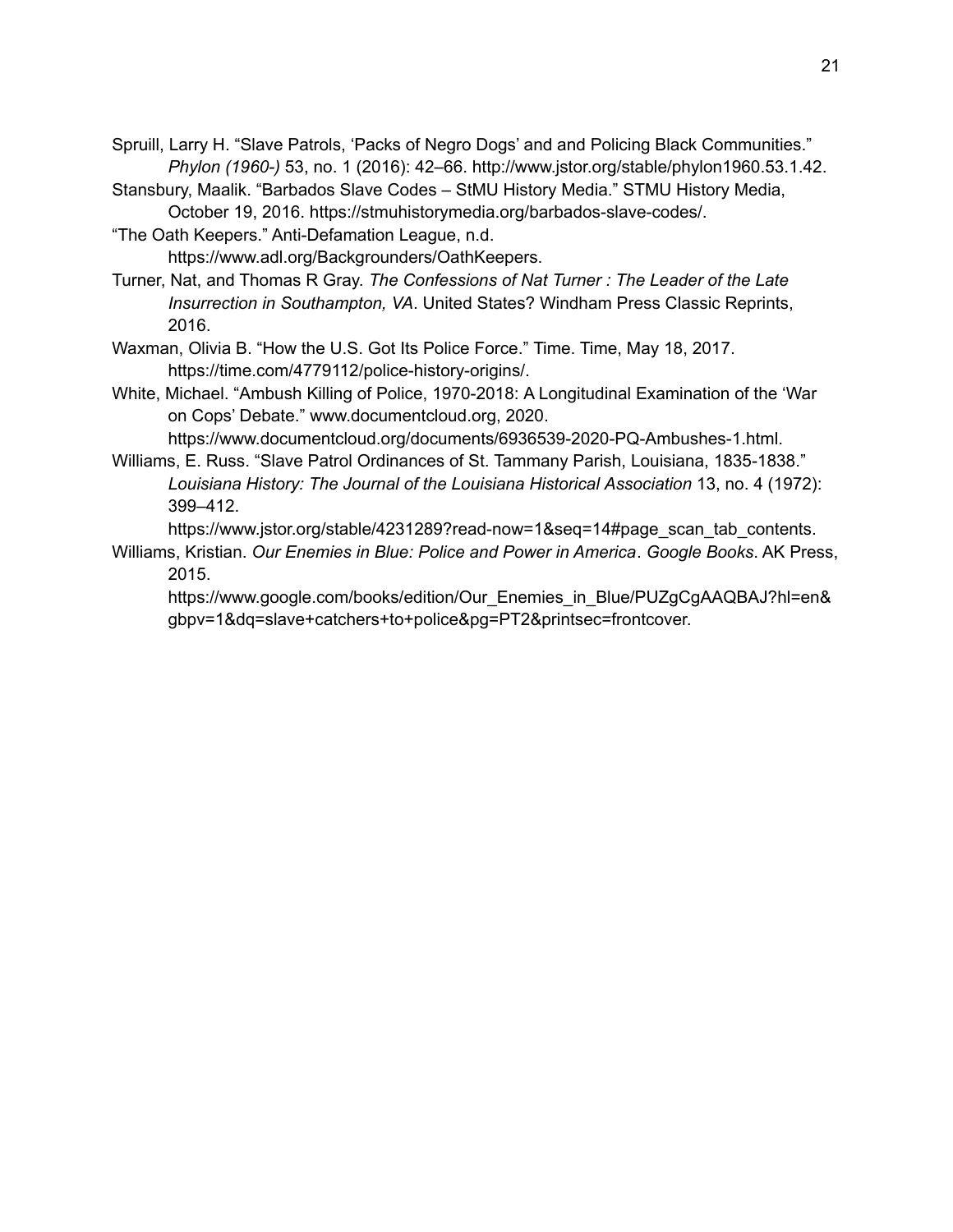Spruill, Larry H. “Slave Patrols, ‘Packs of Negro Dogs’ and and Policing Black Communities.” *Phylon (1960-)* 53, no. 1 (2016): 42–66. http://www.jstor.org/stable/phylon1960.53.1.42.

Stansbury, Maalik. “Barbados Slave Codes – StMU History Media.” STMU History Media, October 19, 2016. https://stmuhistorymedia.org/barbados-slave-codes/.

“The Oath Keepers.” Anti-Defamation League, n.d. https://www.adl.org/Backgrounders/OathKeepers.

Turner, Nat, and Thomas R Gray. *The Confessions of Nat Turner : The Leader of the Late Insurrection in Southampton, VA*. United States? Windham Press Classic Reprints, 2016.

Waxman, Olivia B. “How the U.S. Got Its Police Force.” Time. Time, May 18, 2017. https://time.com/4779112/police-history-origins/.

White, Michael. “Ambush Killing of Police, 1970-2018: A Longitudinal Examination of the ‘War on Cops’ Debate.” www.documentcloud.org, 2020. https://www.documentcloud.org/documents/6936539-2020-PQ-Ambushes-1.html.

Williams, E. Russ. “Slave Patrol Ordinances of St. Tammany Parish, Louisiana, 1835-1838.” *Louisiana History: The Journal of the Louisiana Historical Association* 13, no. 4 (1972): 399–412. https://www.jstor.org/stable/4231289?read-now=1&seq=14#page_scan_tab_contents.

Williams, Kristian. *Our Enemies in Blue: Police and Power in America*. *Google Books*. AK Press, 2015. https://www.google.com/books/edition/Our_Enemies_in_Blue/PUZgCgAAQBAJ?hl=en&gbpv=1&dq=slave+catchers+to+police&pg=PT2&printsec=frontcover.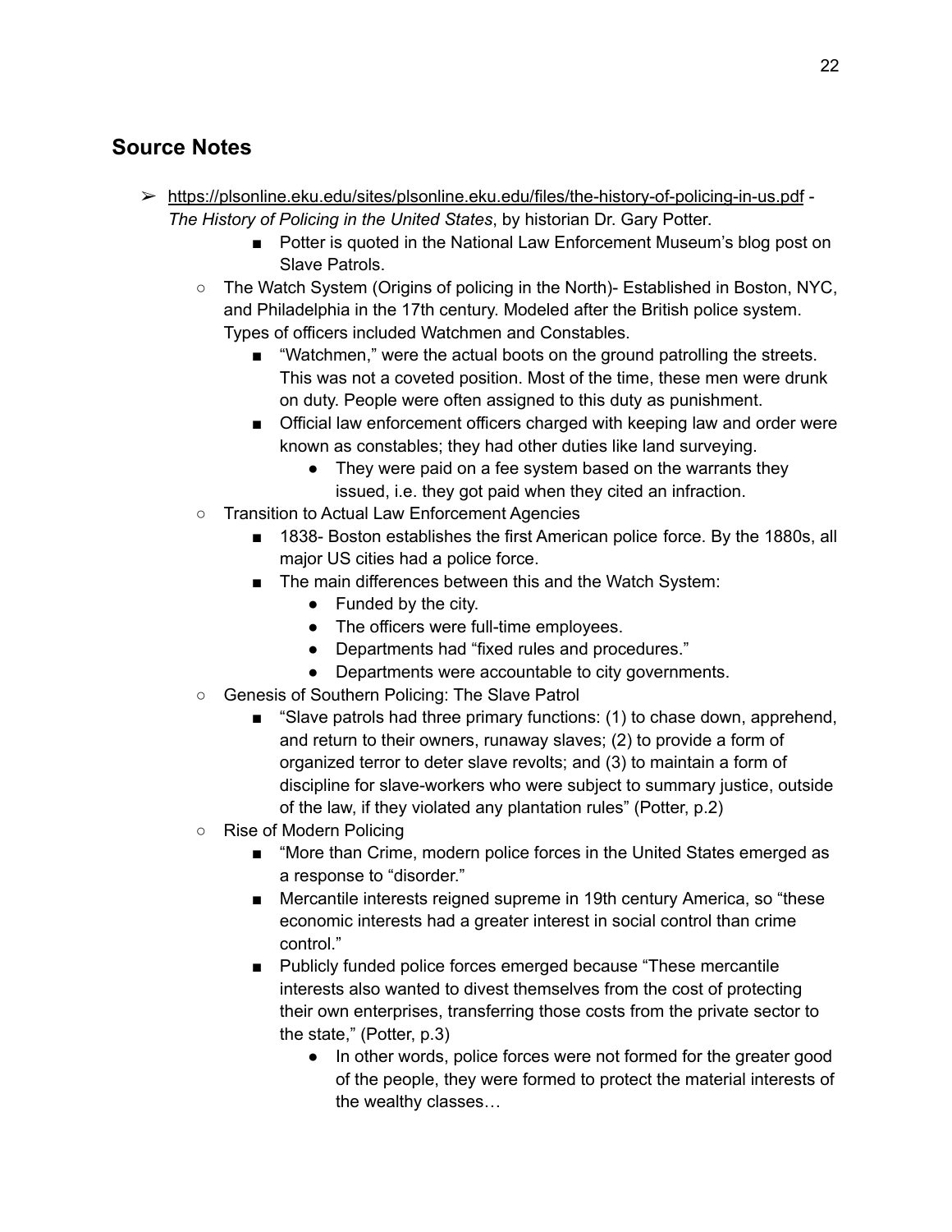## Source Notes

- https://plsonline.eku.edu/sites/plsonline.eku.edu/files/the-history-of-policing-in-us.pdf - *The History of Policing in the United States*, by historian Dr. Gary Potter.
    - Potter is quoted in the National Law Enforcement Museum's blog post on Slave Patrols.
  - The Watch System (Origins of policing in the North)- Established in Boston, NYC, and Philadelphia in the 17th century. Modeled after the British police system. Types of officers included Watchmen and Constables.
    - "Watchmen," were the actual boots on the ground patrolling the streets. This was not a coveted position. Most of the time, these men were drunk on duty. People were often assigned to this duty as punishment.
    - Official law enforcement officers charged with keeping law and order were known as constables; they had other duties like land surveying.
      - They were paid on a fee system based on the warrants they issued, i.e. they got paid when they cited an infraction.
  - Transition to Actual Law Enforcement Agencies
    - 1838- Boston establishes the first American police force. By the 1880s, all major US cities had a police force.
    - The main differences between this and the Watch System:
      - Funded by the city.
      - The officers were full-time employees.
      - Departments had "fixed rules and procedures."
      - Departments were accountable to city governments.
  - Genesis of Southern Policing: The Slave Patrol
    - "Slave patrols had three primary functions: (1) to chase down, apprehend, and return to their owners, runaway slaves; (2) to provide a form of organized terror to deter slave revolts; and (3) to maintain a form of discipline for slave-workers who were subject to summary justice, outside of the law, if they violated any plantation rules" (Potter, p.2)
  - Rise of Modern Policing
    - "More than Crime, modern police forces in the United States emerged as a response to "disorder."
    - Mercantile interests reigned supreme in 19th century America, so "these economic interests had a greater interest in social control than crime control."
    - Publicly funded police forces emerged because "These mercantile interests also wanted to divest themselves from the cost of protecting their own enterprises, transferring those costs from the private sector to the state," (Potter, p.3)
      - In other words, police forces were not formed for the greater good of the people, they were formed to protect the material interests of the wealthy classes…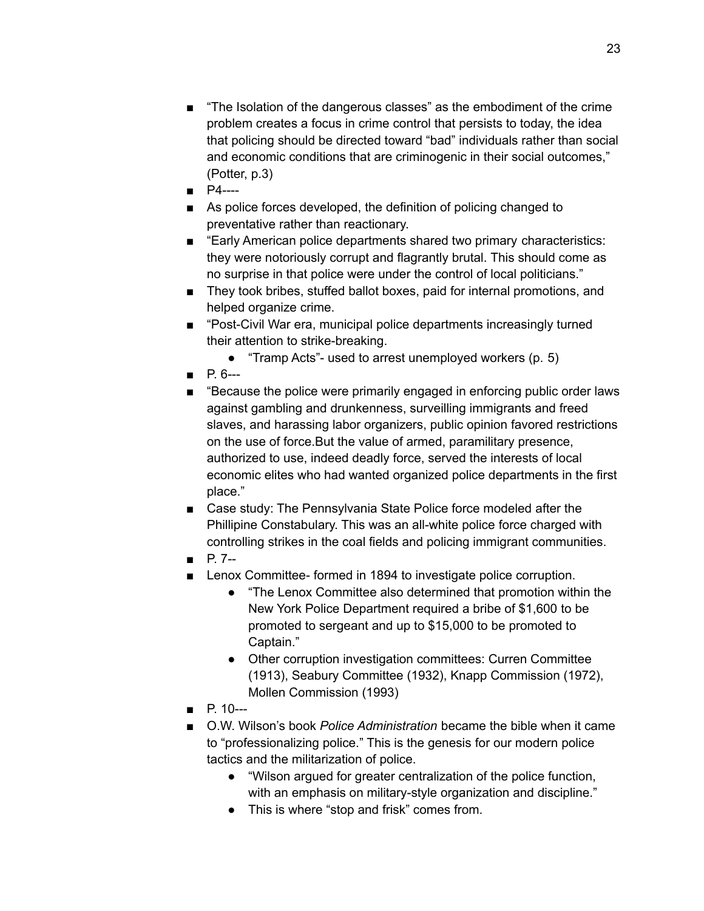- "The Isolation of the dangerous classes" as the embodiment of the crime problem creates a focus in crime control that persists to today, the idea that policing should be directed toward "bad" individuals rather than social and economic conditions that are criminogenic in their social outcomes," (Potter, p.3)
- P4----
- As police forces developed, the definition of policing changed to preventative rather than reactionary.
- "Early American police departments shared two primary characteristics: they were notoriously corrupt and flagrantly brutal. This should come as no surprise in that police were under the control of local politicians."
- They took bribes, stuffed ballot boxes, paid for internal promotions, and helped organize crime.
- "Post-Civil War era, municipal police departments increasingly turned their attention to strike-breaking.
    - "Tramp Acts"- used to arrest unemployed workers (p. 5)
- P. 6---
- "Because the police were primarily engaged in enforcing public order laws against gambling and drunkenness, surveilling immigrants and freed slaves, and harassing labor organizers, public opinion favored restrictions on the use of force.But the value of armed, paramilitary presence, authorized to use, indeed deadly force, served the interests of local economic elites who had wanted organized police departments in the first place."
- Case study: The Pennsylvania State Police force modeled after the Phillipine Constabulary. This was an all-white police force charged with controlling strikes in the coal fields and policing immigrant communities.
- P. 7--
- Lenox Committee- formed in 1894 to investigate police corruption.
    - "The Lenox Committee also determined that promotion within the New York Police Department required a bribe of $1,600 to be promoted to sergeant and up to $15,000 to be promoted to Captain."
    - Other corruption investigation committees: Curren Committee (1913), Seabury Committee (1932), Knapp Commission (1972), Mollen Commission (1993)
- P. 10---
- O.W. Wilson's book *Police Administration* became the bible when it came to "professionalizing police." This is the genesis for our modern police tactics and the militarization of police.
    - "Wilson argued for greater centralization of the police function, with an emphasis on military-style organization and discipline."
    - This is where "stop and frisk" comes from.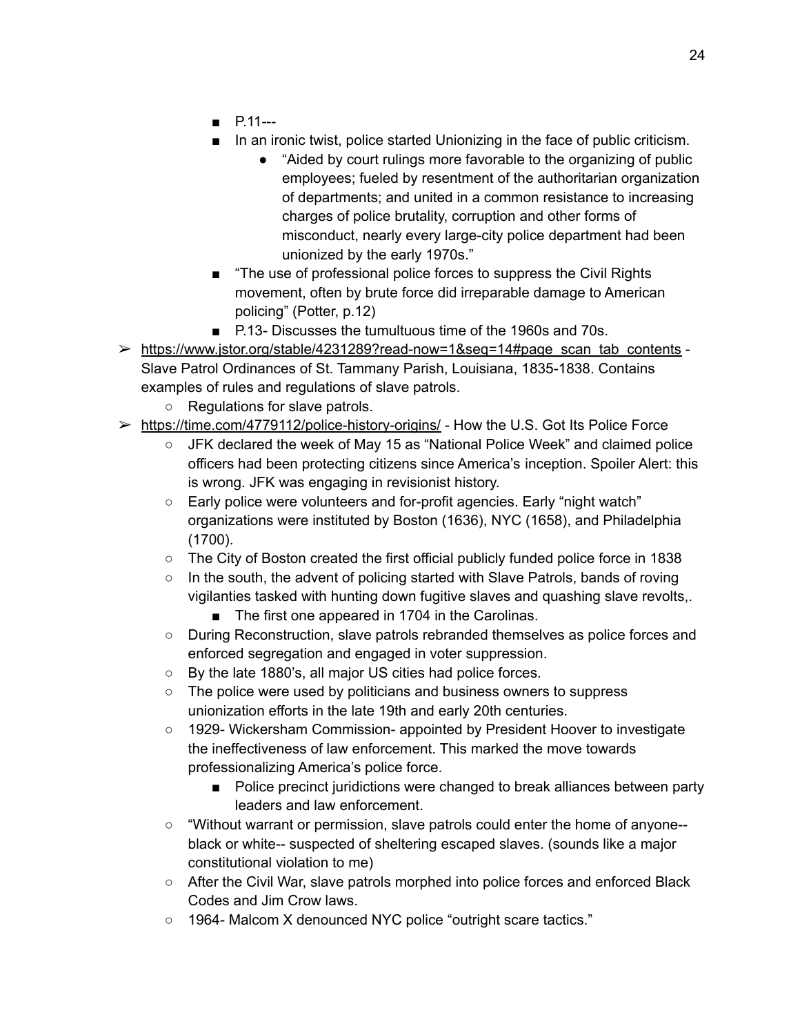- P.11---
        - In an ironic twist, police started Unionizing in the face of public criticism.
            - "Aided by court rulings more favorable to the organizing of public employees; fueled by resentment of the authoritarian organization of departments; and united in a common resistance to increasing charges of police brutality, corruption and other forms of misconduct, nearly every large-city police department had been unionized by the early 1970s."
        - "The use of professional police forces to suppress the Civil Rights movement, often by brute force did irreparable damage to American policing" (Potter, p.12)
        - P.13- Discusses the tumultuous time of the 1960s and 70s.

- https://www.jstor.org/stable/4231289?read-now=1&seq=14#page_scan_tab_contents - Slave Patrol Ordinances of St. Tammany Parish, Louisiana, 1835-1838. Contains examples of rules and regulations of slave patrols.
    - Regulations for slave patrols.
- https://time.com/4779112/police-history-origins/ - How the U.S. Got Its Police Force
    - JFK declared the week of May 15 as "National Police Week" and claimed police officers had been protecting citizens since America's inception. Spoiler Alert: this is wrong. JFK was engaging in revisionist history.
    - Early police were volunteers and for-profit agencies. Early "night watch" organizations were instituted by Boston (1636), NYC (1658), and Philadelphia (1700).
    - The City of Boston created the first official publicly funded police force in 1838
    - In the south, the advent of policing started with Slave Patrols, bands of roving vigilanties tasked with hunting down fugitive slaves and quashing slave revolts,.
        - The first one appeared in 1704 in the Carolinas.
    - During Reconstruction, slave patrols rebranded themselves as police forces and enforced segregation and engaged in voter suppression.
    - By the late 1880's, all major US cities had police forces.
    - The police were used by politicians and business owners to suppress unionization efforts in the late 19th and early 20th centuries.
    - 1929- Wickersham Commission- appointed by President Hoover to investigate the ineffectiveness of law enforcement. This marked the move towards professionalizing America's police force.
        - Police precinct juridictions were changed to break alliances between party leaders and law enforcement.
    - "Without warrant or permission, slave patrols could enter the home of anyone-- black or white-- suspected of sheltering escaped slaves. (sounds like a major constitutional violation to me)
    - After the Civil War, slave patrols morphed into police forces and enforced Black Codes and Jim Crow laws.
    - 1964- Malcom X denounced NYC police "outright scare tactics."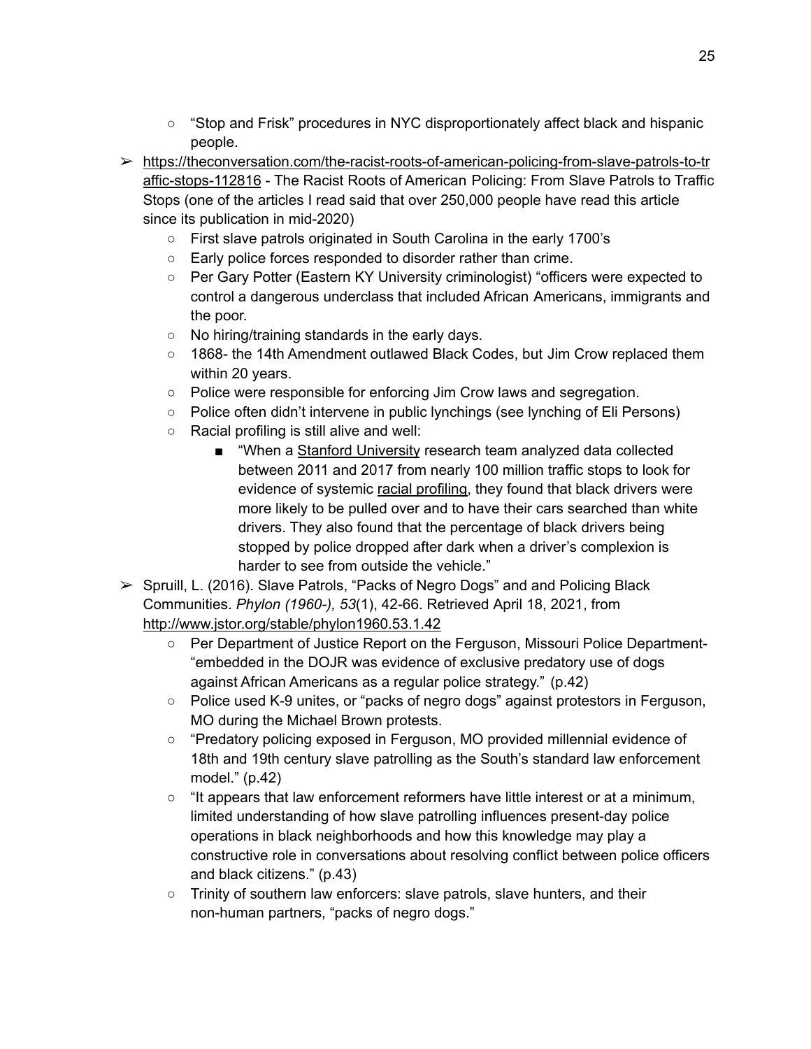- "Stop and Frisk" procedures in NYC disproportionately affect black and hispanic people.
- https://theconversation.com/the-racist-roots-of-american-policing-from-slave-patrols-to-traffic-stops-112816 - The Racist Roots of American Policing: From Slave Patrols to Traffic Stops (one of the articles I read said that over 250,000 people have read this article since its publication in mid-2020)
    - First slave patrols originated in South Carolina in the early 1700's
    - Early police forces responded to disorder rather than crime.
    - Per Gary Potter (Eastern KY University criminologist) "officers were expected to control a dangerous underclass that included African Americans, immigrants and the poor.
    - No hiring/training standards in the early days.
    - 1868- the 14th Amendment outlawed Black Codes, but Jim Crow replaced them within 20 years.
    - Police were responsible for enforcing Jim Crow laws and segregation.
    - Police often didn't intervene in public lynchings (see lynching of Eli Persons)
    - Racial profiling is still alive and well:
        - "When a Stanford University research team analyzed data collected between 2011 and 2017 from nearly 100 million traffic stops to look for evidence of systemic racial profiling, they found that black drivers were more likely to be pulled over and to have their cars searched than white drivers. They also found that the percentage of black drivers being stopped by police dropped after dark when a driver's complexion is harder to see from outside the vehicle."
- Spruill, L. (2016). Slave Patrols, "Packs of Negro Dogs" and and Policing Black Communities. *Phylon (1960-), 53*(1), 42-66. Retrieved April 18, 2021, from http://www.jstor.org/stable/phylon1960.53.1.42
    - Per Department of Justice Report on the Ferguson, Missouri Police Department- "embedded in the DOJR was evidence of exclusive predatory use of dogs against African Americans as a regular police strategy." (p.42)
    - Police used K-9 unites, or "packs of negro dogs" against protestors in Ferguson, MO during the Michael Brown protests.
    - "Predatory policing exposed in Ferguson, MO provided millennial evidence of 18th and 19th century slave patrolling as the South's standard law enforcement model." (p.42)
    - "It appears that law enforcement reformers have little interest or at a minimum, limited understanding of how slave patrolling influences present-day police operations in black neighborhoods and how this knowledge may play a constructive role in conversations about resolving conflict between police officers and black citizens." (p.43)
    - Trinity of southern law enforcers: slave patrols, slave hunters, and their non-human partners, "packs of negro dogs."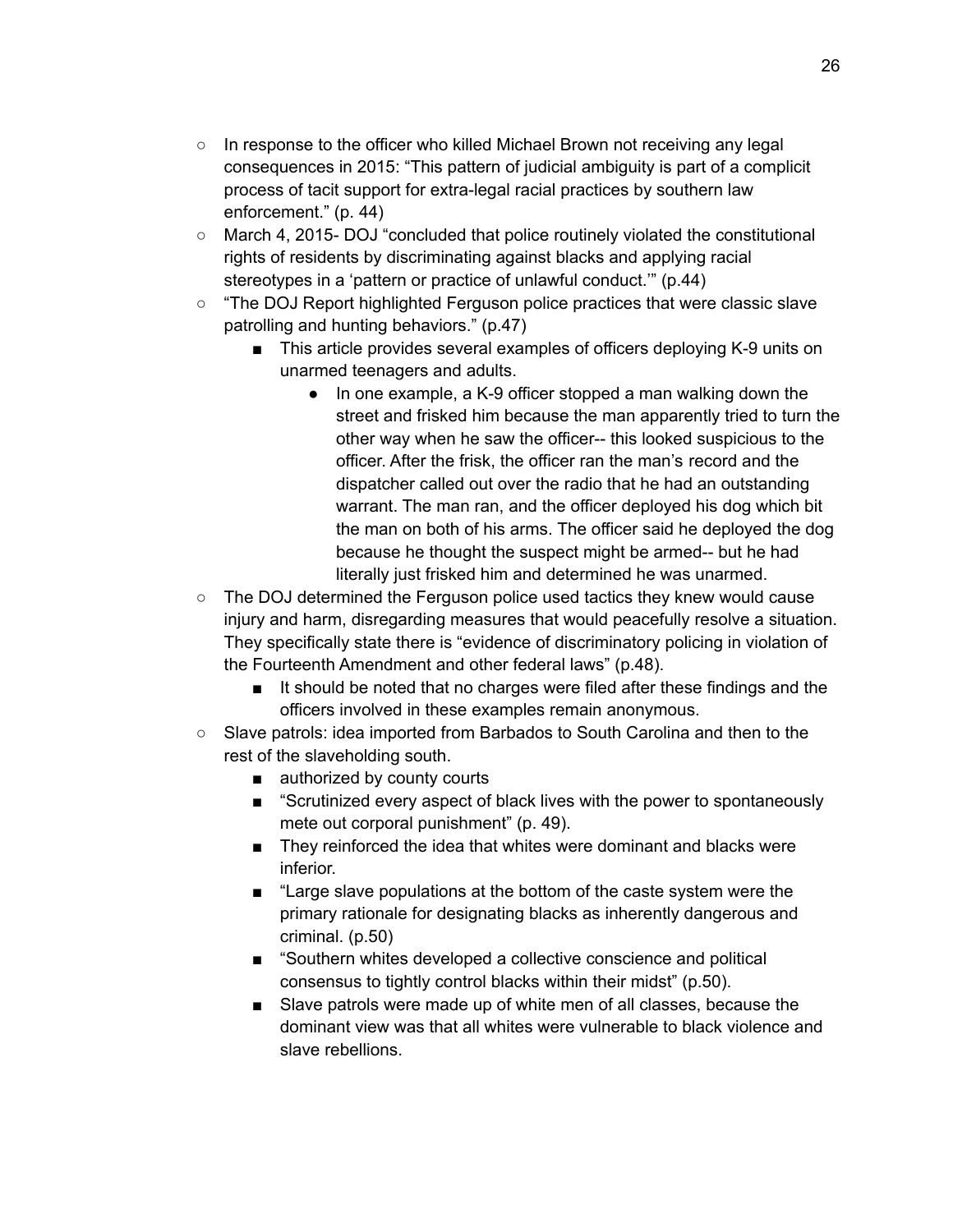- In response to the officer who killed Michael Brown not receiving any legal consequences in 2015: "This pattern of judicial ambiguity is part of a complicit process of tacit support for extra-legal racial practices by southern law enforcement." (p. 44)
- March 4, 2015- DOJ "concluded that police routinely violated the constitutional rights of residents by discriminating against blacks and applying racial stereotypes in a 'pattern or practice of unlawful conduct.'" (p.44)
- "The DOJ Report highlighted Ferguson police practices that were classic slave patrolling and hunting behaviors." (p.47)
    - This article provides several examples of officers deploying K-9 units on unarmed teenagers and adults.
        - In one example, a K-9 officer stopped a man walking down the street and frisked him because the man apparently tried to turn the other way when he saw the officer-- this looked suspicious to the officer. After the frisk, the officer ran the man's record and the dispatcher called out over the radio that he had an outstanding warrant. The man ran, and the officer deployed his dog which bit the man on both of his arms. The officer said he deployed the dog because he thought the suspect might be armed-- but he had literally just frisked him and determined he was unarmed.
- The DOJ determined the Ferguson police used tactics they knew would cause injury and harm, disregarding measures that would peacefully resolve a situation. They specifically state there is "evidence of discriminatory policing in violation of the Fourteenth Amendment and other federal laws" (p.48).
    - It should be noted that no charges were filed after these findings and the officers involved in these examples remain anonymous.
- Slave patrols: idea imported from Barbados to South Carolina and then to the rest of the slaveholding south.
    - authorized by county courts
    - "Scrutinized every aspect of black lives with the power to spontaneously mete out corporal punishment" (p. 49).
    - They reinforced the idea that whites were dominant and blacks were inferior.
    - "Large slave populations at the bottom of the caste system were the primary rationale for designating blacks as inherently dangerous and criminal. (p.50)
    - "Southern whites developed a collective conscience and political consensus to tightly control blacks within their midst" (p.50).
    - Slave patrols were made up of white men of all classes, because the dominant view was that all whites were vulnerable to black violence and slave rebellions.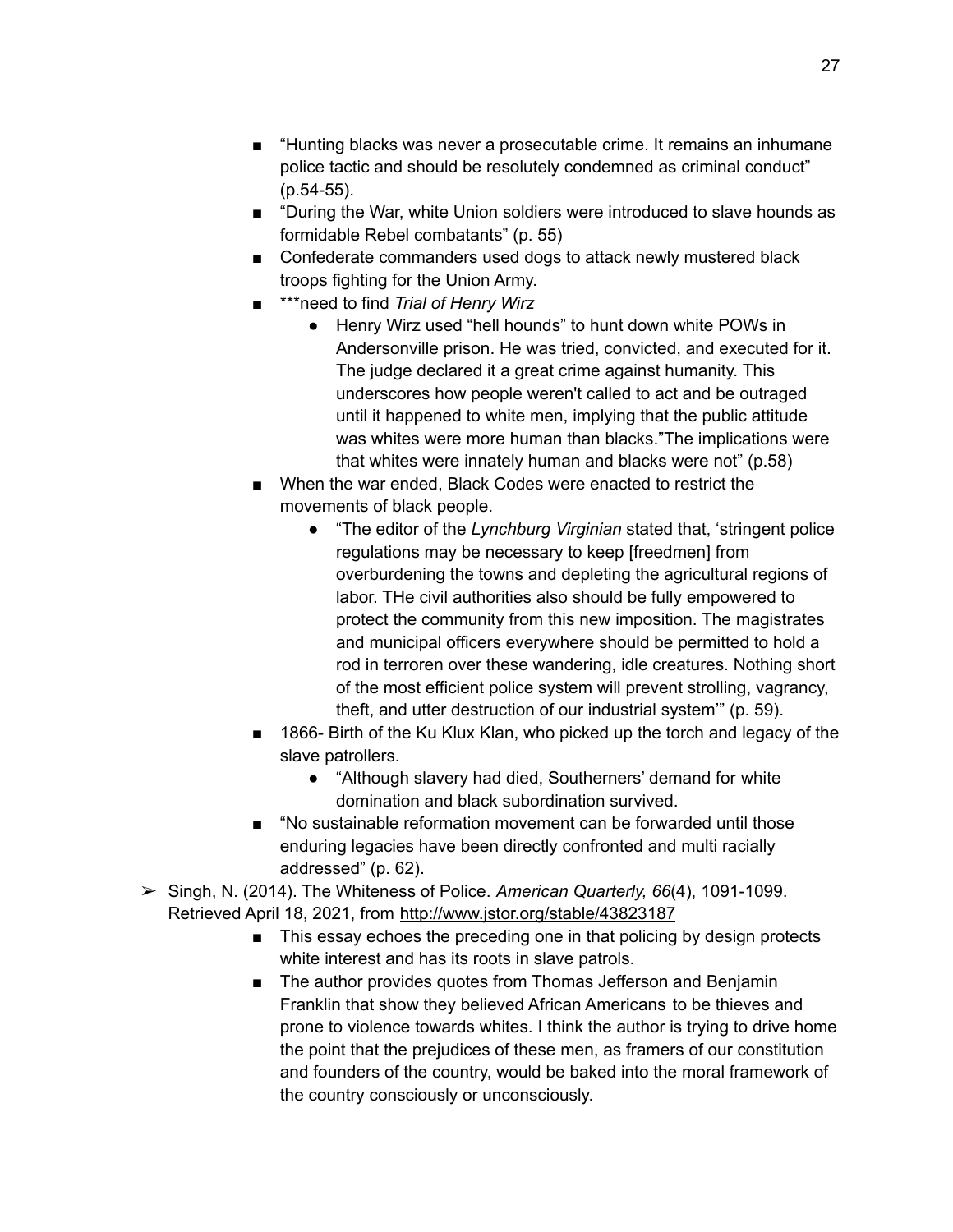- "Hunting blacks was never a prosecutable crime. It remains an inhumane police tactic and should be resolutely condemned as criminal conduct" (p.54-55).
- "During the War, white Union soldiers were introduced to slave hounds as formidable Rebel combatants" (p. 55)
- Confederate commanders used dogs to attack newly mustered black troops fighting for the Union Army.
- ***need to find *Trial of Henry Wirz*
    - Henry Wirz used "hell hounds" to hunt down white POWs in Andersonville prison. He was tried, convicted, and executed for it. The judge declared it a great crime against humanity. This underscores how people weren't called to act and be outraged until it happened to white men, implying that the public attitude was whites were more human than blacks."The implications were that whites were innately human and blacks were not" (p.58)
- When the war ended, Black Codes were enacted to restrict the movements of black people.
    - "The editor of the *Lynchburg Virginian* stated that, 'stringent police regulations may be necessary to keep [freedmen] from overburdening the towns and depleting the agricultural regions of labor. THe civil authorities also should be fully empowered to protect the community from this new imposition. The magistrates and municipal officers everywhere should be permitted to hold a rod in terroren over these wandering, idle creatures. Nothing short of the most efficient police system will prevent strolling, vagrancy, theft, and utter destruction of our industrial system'" (p. 59).
- 1866- Birth of the Ku Klux Klan, who picked up the torch and legacy of the slave patrollers.
    - "Although slavery had died, Southerners' demand for white domination and black subordination survived.
- "No sustainable reformation movement can be forwarded until those enduring legacies have been directly confronted and multi racially addressed" (p. 62).

➢ Singh, N. (2014). The Whiteness of Police. *American Quarterly, 66*(4), 1091-1099. Retrieved April 18, 2021, from http://www.jstor.org/stable/43823187

- This essay echoes the preceding one in that policing by design protects white interest and has its roots in slave patrols.
- The author provides quotes from Thomas Jefferson and Benjamin Franklin that show they believed African Americans to be thieves and prone to violence towards whites. I think the author is trying to drive home the point that the prejudices of these men, as framers of our constitution and founders of the country, would be baked into the moral framework of the country consciously or unconsciously.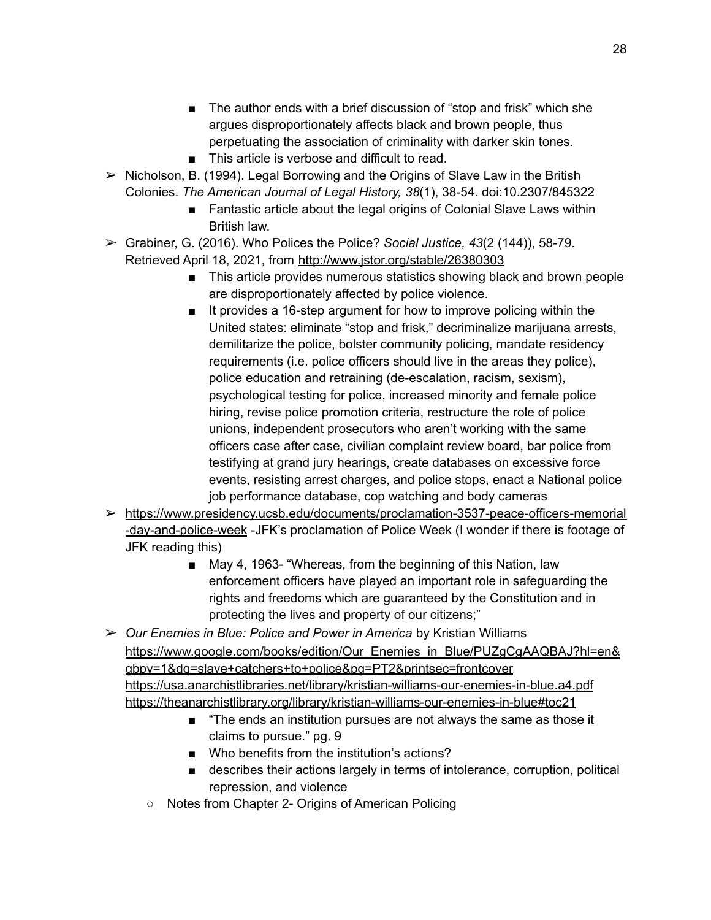- The author ends with a brief discussion of "stop and frisk" which she argues disproportionately affects black and brown people, thus perpetuating the association of criminality with darker skin tones.
        - This article is verbose and difficult to read.
- Nicholson, B. (1994). Legal Borrowing and the Origins of Slave Law in the British Colonies. *The American Journal of Legal History, 38*(1), 38-54. doi:10.2307/845322
        - Fantastic article about the legal origins of Colonial Slave Laws within British law.
- Grabiner, G. (2016). Who Polices the Police? *Social Justice, 43*(2 (144)), 58-79. Retrieved April 18, 2021, from http://www.jstor.org/stable/26380303
        - This article provides numerous statistics showing black and brown people are disproportionately affected by police violence.
        - It provides a 16-step argument for how to improve policing within the United states: eliminate "stop and frisk," decriminalize marijuana arrests, demilitarize the police, bolster community policing, mandate residency requirements (i.e. police officers should live in the areas they police), police education and retraining (de-escalation, racism, sexism), psychological testing for police, increased minority and female police hiring, revise police promotion criteria, restructure the role of police unions, independent prosecutors who aren't working with the same officers case after case, civilian complaint review board, bar police from testifying at grand jury hearings, create databases on excessive force events, resisting arrest charges, and police stops, enact a National police job performance database, cop watching and body cameras
- https://www.presidency.ucsb.edu/documents/proclamation-3537-peace-officers-memorial-day-and-police-week -JFK's proclamation of Police Week (I wonder if there is footage of JFK reading this)
        - May 4, 1963- "Whereas, from the beginning of this Nation, law enforcement officers have played an important role in safeguarding the rights and freedoms which are guaranteed by the Constitution and in protecting the lives and property of our citizens;"
- *Our Enemies in Blue: Police and Power in America* by Kristian Williams https://www.google.com/books/edition/Our_Enemies_in_Blue/PUZgCgAAQBAJ?hl=en&gbpv=1&dq=slave+catchers+to+police&pg=PT2&printsec=frontcover https://usa.anarchistlibraries.net/library/kristian-williams-our-enemies-in-blue.a4.pdf https://theanarchistlibrary.org/library/kristian-williams-our-enemies-in-blue#toc21
        - "The ends an institution pursues are not always the same as those it claims to pursue." pg. 9
        - Who benefits from the institution's actions?
        - describes their actions largely in terms of intolerance, corruption, political repression, and violence
    - Notes from Chapter 2- Origins of American Policing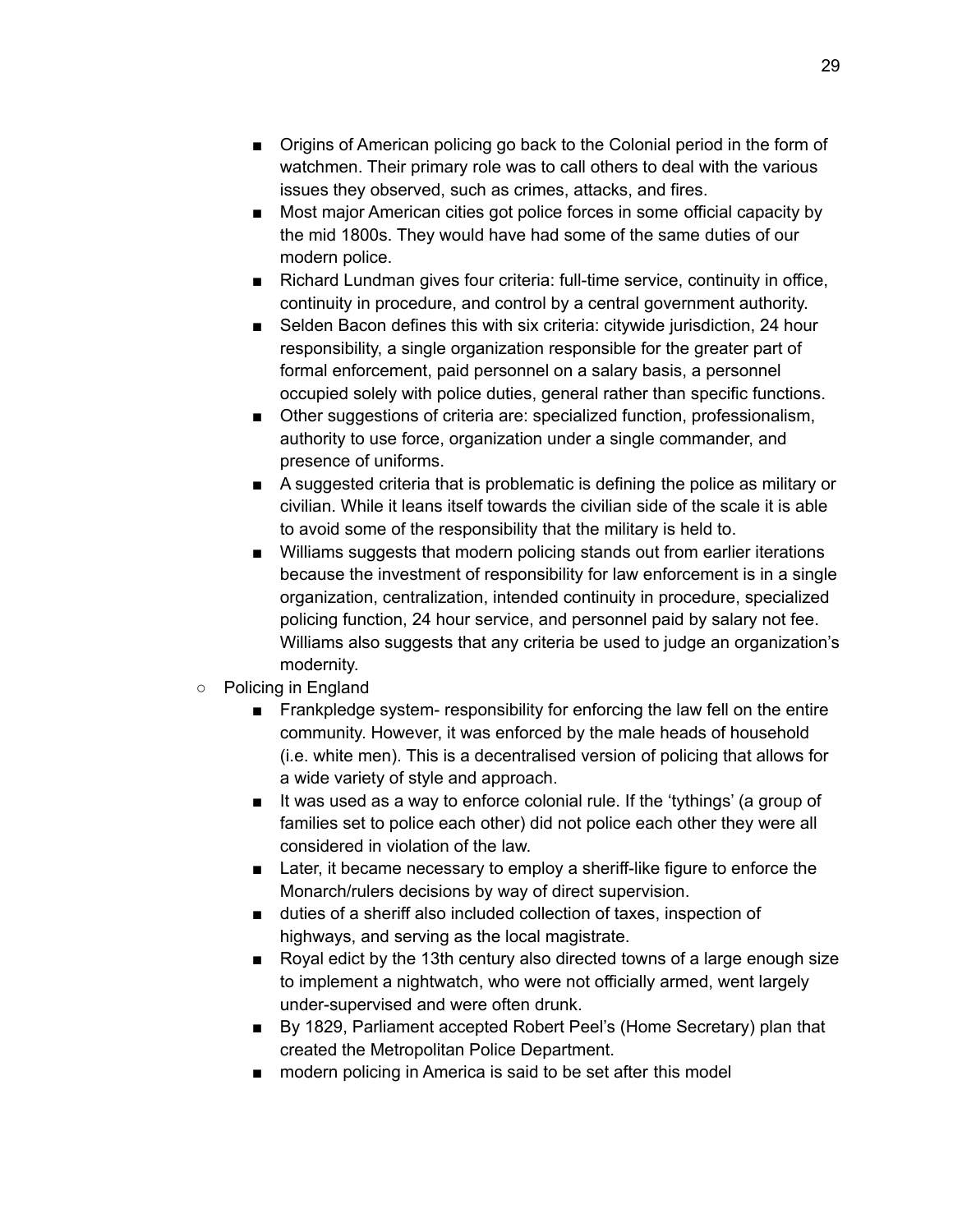- Origins of American policing go back to the Colonial period in the form of watchmen. Their primary role was to call others to deal with the various issues they observed, such as crimes, attacks, and fires.
- Most major American cities got police forces in some official capacity by the mid 1800s. They would have had some of the same duties of our modern police.
- Richard Lundman gives four criteria: full-time service, continuity in office, continuity in procedure, and control by a central government authority.
- Selden Bacon defines this with six criteria: citywide jurisdiction, 24 hour responsibility, a single organization responsible for the greater part of formal enforcement, paid personnel on a salary basis, a personnel occupied solely with police duties, general rather than specific functions.
- Other suggestions of criteria are: specialized function, professionalism, authority to use force, organization under a single commander, and presence of uniforms.
- A suggested criteria that is problematic is defining the police as military or civilian. While it leans itself towards the civilian side of the scale it is able to avoid some of the responsibility that the military is held to.
- Williams suggests that modern policing stands out from earlier iterations because the investment of responsibility for law enforcement is in a single organization, centralization, intended continuity in procedure, specialized policing function, 24 hour service, and personnel paid by salary not fee. Williams also suggests that any criteria be used to judge an organization's modernity.

- Policing in England
  - Frankpledge system- responsibility for enforcing the law fell on the entire community. However, it was enforced by the male heads of household (i.e. white men). This is a decentralised version of policing that allows for a wide variety of style and approach.
  - It was used as a way to enforce colonial rule. If the 'tythings' (a group of families set to police each other) did not police each other they were all considered in violation of the law.
  - Later, it became necessary to employ a sheriff-like figure to enforce the Monarch/rulers decisions by way of direct supervision.
  - duties of a sheriff also included collection of taxes, inspection of highways, and serving as the local magistrate.
  - Royal edict by the 13th century also directed towns of a large enough size to implement a nightwatch, who were not officially armed, went largely under-supervised and were often drunk.
  - By 1829, Parliament accepted Robert Peel's (Home Secretary) plan that created the Metropolitan Police Department.
  - modern policing in America is said to be set after this model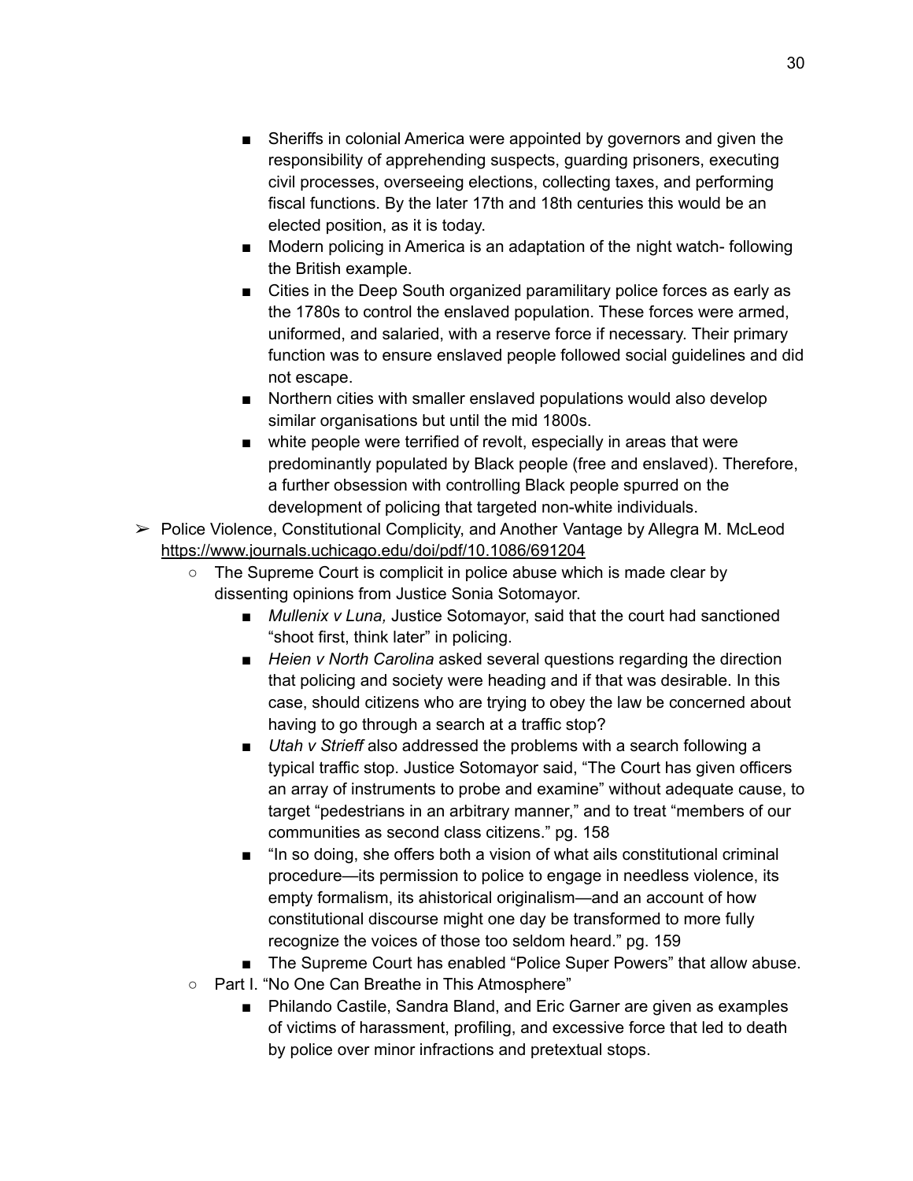- Sheriffs in colonial America were appointed by governors and given the responsibility of apprehending suspects, guarding prisoners, executing civil processes, overseeing elections, collecting taxes, and performing fiscal functions. By the later 17th and 18th centuries this would be an elected position, as it is today.
        - Modern policing in America is an adaptation of the night watch- following the British example.
        - Cities in the Deep South organized paramilitary police forces as early as the 1780s to control the enslaved population. These forces were armed, uniformed, and salaried, with a reserve force if necessary. Their primary function was to ensure enslaved people followed social guidelines and did not escape.
        - Northern cities with smaller enslaved populations would also develop similar organisations but until the mid 1800s.
        - white people were terrified of revolt, especially in areas that were predominantly populated by Black people (free and enslaved). Therefore, a further obsession with controlling Black people spurred on the development of policing that targeted non-white individuals.

- Police Violence, Constitutional Complicity, and Another Vantage by Allegra M. McLeod https://www.journals.uchicago.edu/doi/pdf/10.1086/691204
    - The Supreme Court is complicit in police abuse which is made clear by dissenting opinions from Justice Sonia Sotomayor.
        - *Mullenix v Luna,* Justice Sotomayor, said that the court had sanctioned "shoot first, think later" in policing.
        - *Heien v North Carolina* asked several questions regarding the direction that policing and society were heading and if that was desirable. In this case, should citizens who are trying to obey the law be concerned about having to go through a search at a traffic stop?
        - *Utah v Strieff* also addressed the problems with a search following a typical traffic stop. Justice Sotomayor said, "The Court has given officers an array of instruments to probe and examine" without adequate cause, to target "pedestrians in an arbitrary manner," and to treat "members of our communities as second class citizens." pg. 158
        - "In so doing, she offers both a vision of what ails constitutional criminal procedure—its permission to police to engage in needless violence, its empty formalism, its ahistorical originalism—and an account of how constitutional discourse might one day be transformed to more fully recognize the voices of those too seldom heard." pg. 159
        - The Supreme Court has enabled "Police Super Powers" that allow abuse.
    - Part I. "No One Can Breathe in This Atmosphere"
        - Philando Castile, Sandra Bland, and Eric Garner are given as examples of victims of harassment, profiling, and excessive force that led to death by police over minor infractions and pretextual stops.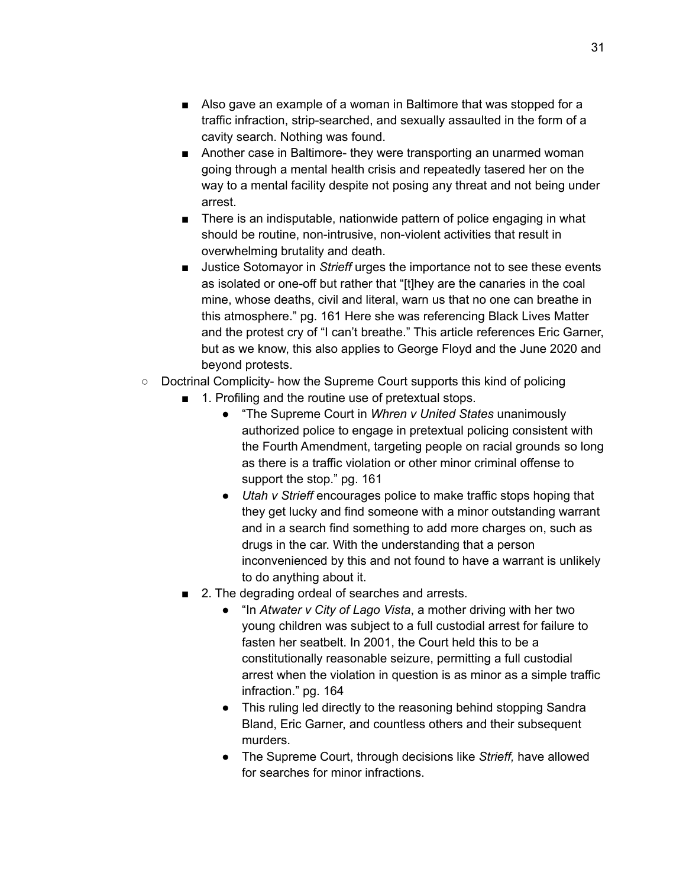- Also gave an example of a woman in Baltimore that was stopped for a traffic infraction, strip-searched, and sexually assaulted in the form of a cavity search. Nothing was found.
    - Another case in Baltimore- they were transporting an unarmed woman going through a mental health crisis and repeatedly tasered her on the way to a mental facility despite not posing any threat and not being under arrest.
    - There is an indisputable, nationwide pattern of police engaging in what should be routine, non-intrusive, non-violent activities that result in overwhelming brutality and death.
    - Justice Sotomayor in *Strieff* urges the importance not to see these events as isolated or one-off but rather that "[t]hey are the canaries in the coal mine, whose deaths, civil and literal, warn us that no one can breathe in this atmosphere." pg. 161 Here she was referencing Black Lives Matter and the protest cry of "I can't breathe." This article references Eric Garner, but as we know, this also applies to George Floyd and the June 2020 and beyond protests.
  - Doctrinal Complicity- how the Supreme Court supports this kind of policing
    - 1. Profiling and the routine use of pretextual stops.
      - "The Supreme Court in *Whren v United States* unanimously authorized police to engage in pretextual policing consistent with the Fourth Amendment, targeting people on racial grounds so long as there is a traffic violation or other minor criminal offense to support the stop." pg. 161
      - *Utah v Strieff* encourages police to make traffic stops hoping that they get lucky and find someone with a minor outstanding warrant and in a search find something to add more charges on, such as drugs in the car. With the understanding that a person inconvenienced by this and not found to have a warrant is unlikely to do anything about it.
    - 2. The degrading ordeal of searches and arrests.
      - "In *Atwater v City of Lago Vista*, a mother driving with her two young children was subject to a full custodial arrest for failure to fasten her seatbelt. In 2001, the Court held this to be a constitutionally reasonable seizure, permitting a full custodial arrest when the violation in question is as minor as a simple traffic infraction." pg. 164
      - This ruling led directly to the reasoning behind stopping Sandra Bland, Eric Garner, and countless others and their subsequent murders.
      - The Supreme Court, through decisions like *Strieff,* have allowed for searches for minor infractions.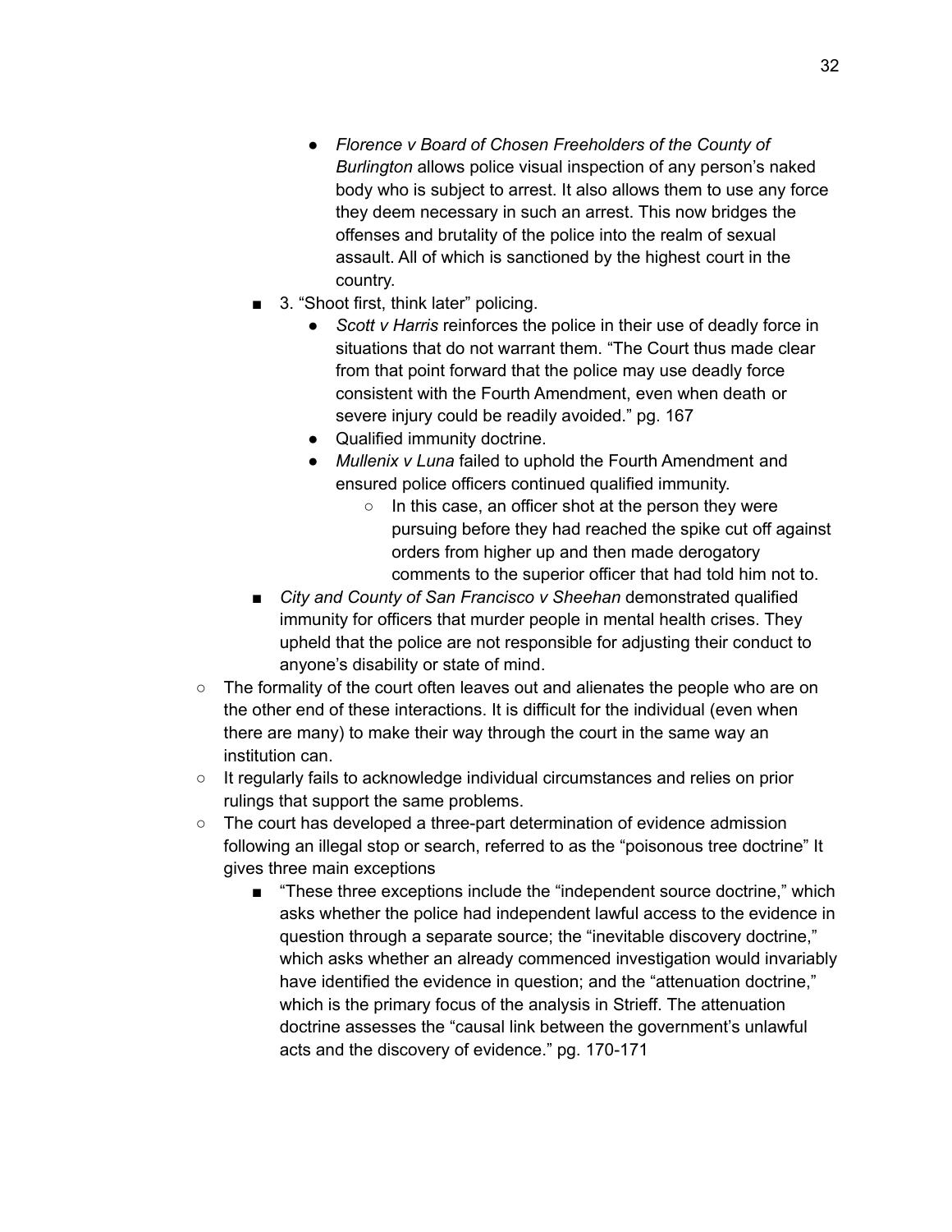- *Florence v Board of Chosen Freeholders of the County of Burlington* allows police visual inspection of any person's naked body who is subject to arrest. It also allows them to use any force they deem necessary in such an arrest. This now bridges the offenses and brutality of the police into the realm of sexual assault. All of which is sanctioned by the highest court in the country.
        - 3. "Shoot first, think later" policing.
            - *Scott v Harris* reinforces the police in their use of deadly force in situations that do not warrant them. "The Court thus made clear from that point forward that the police may use deadly force consistent with the Fourth Amendment, even when death or severe injury could be readily avoided." pg. 167
            - Qualified immunity doctrine.
            - *Mullenix v Luna* failed to uphold the Fourth Amendment and ensured police officers continued qualified immunity.
                - In this case, an officer shot at the person they were pursuing before they had reached the spike cut off against orders from higher up and then made derogatory comments to the superior officer that had told him not to.
        - *City and County of San Francisco v Sheehan* demonstrated qualified immunity for officers that murder people in mental health crises. They upheld that the police are not responsible for adjusting their conduct to anyone's disability or state of mind.
    - The formality of the court often leaves out and alienates the people who are on the other end of these interactions. It is difficult for the individual (even when there are many) to make their way through the court in the same way an institution can.
    - It regularly fails to acknowledge individual circumstances and relies on prior rulings that support the same problems.
    - The court has developed a three-part determination of evidence admission following an illegal stop or search, referred to as the "poisonous tree doctrine" It gives three main exceptions
        - "These three exceptions include the "independent source doctrine," which asks whether the police had independent lawful access to the evidence in question through a separate source; the "inevitable discovery doctrine," which asks whether an already commenced investigation would invariably have identified the evidence in question; and the "attenuation doctrine," which is the primary focus of the analysis in Strieff. The attenuation doctrine assesses the "causal link between the government's unlawful acts and the discovery of evidence." pg. 170-171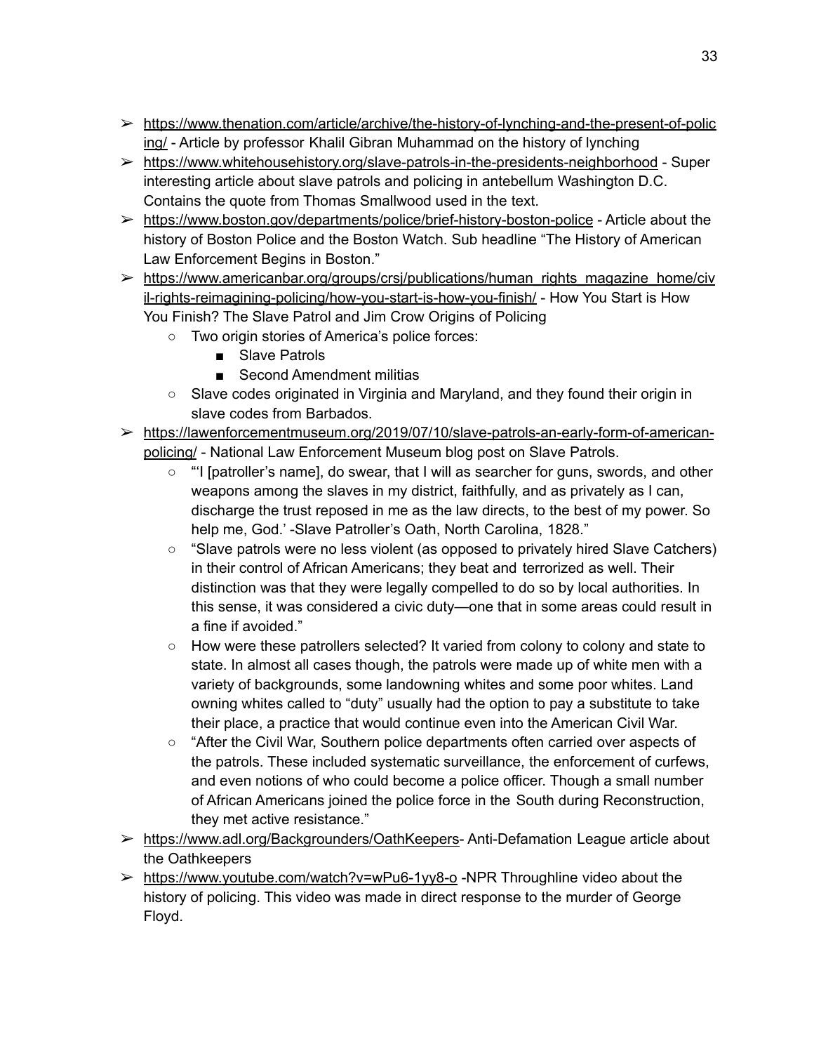- https://www.thenation.com/article/archive/the-history-of-lynching-and-the-present-of-policing/ - Article by professor Khalil Gibran Muhammad on the history of lynching
- https://www.whitehousehistory.org/slave-patrols-in-the-presidents-neighborhood - Super interesting article about slave patrols and policing in antebellum Washington D.C. Contains the quote from Thomas Smallwood used in the text.
- https://www.boston.gov/departments/police/brief-history-boston-police - Article about the history of Boston Police and the Boston Watch. Sub headline "The History of American Law Enforcement Begins in Boston."
- https://www.americanbar.org/groups/crsj/publications/human_rights_magazine_home/civil-rights-reimagining-policing/how-you-start-is-how-you-finish/ - How You Start is How You Finish? The Slave Patrol and Jim Crow Origins of Policing
    - Two origin stories of America's police forces:
        - Slave Patrols
        - Second Amendment militias
    - Slave codes originated in Virginia and Maryland, and they found their origin in slave codes from Barbados.
- https://lawenforcementmuseum.org/2019/07/10/slave-patrols-an-early-form-of-american-policing/ - National Law Enforcement Museum blog post on Slave Patrols.
    - "'I [patroller's name], do swear, that I will as searcher for guns, swords, and other weapons among the slaves in my district, faithfully, and as privately as I can, discharge the trust reposed in me as the law directs, to the best of my power. So help me, God.' -Slave Patroller's Oath, North Carolina, 1828."
    - "Slave patrols were no less violent (as opposed to privately hired Slave Catchers) in their control of African Americans; they beat and terrorized as well. Their distinction was that they were legally compelled to do so by local authorities. In this sense, it was considered a civic duty—one that in some areas could result in a fine if avoided."
    - How were these patrollers selected? It varied from colony to colony and state to state. In almost all cases though, the patrols were made up of white men with a variety of backgrounds, some landowning whites and some poor whites. Land owning whites called to "duty" usually had the option to pay a substitute to take their place, a practice that would continue even into the American Civil War.
    - "After the Civil War, Southern police departments often carried over aspects of the patrols. These included systematic surveillance, the enforcement of curfews, and even notions of who could become a police officer. Though a small number of African Americans joined the police force in the South during Reconstruction, they met active resistance."
- https://www.adl.org/Backgrounders/OathKeepers- Anti-Defamation League article about the Oathkeepers
- https://www.youtube.com/watch?v=wPu6-1yy8-o -NPR Throughline video about the history of policing. This video was made in direct response to the murder of George Floyd.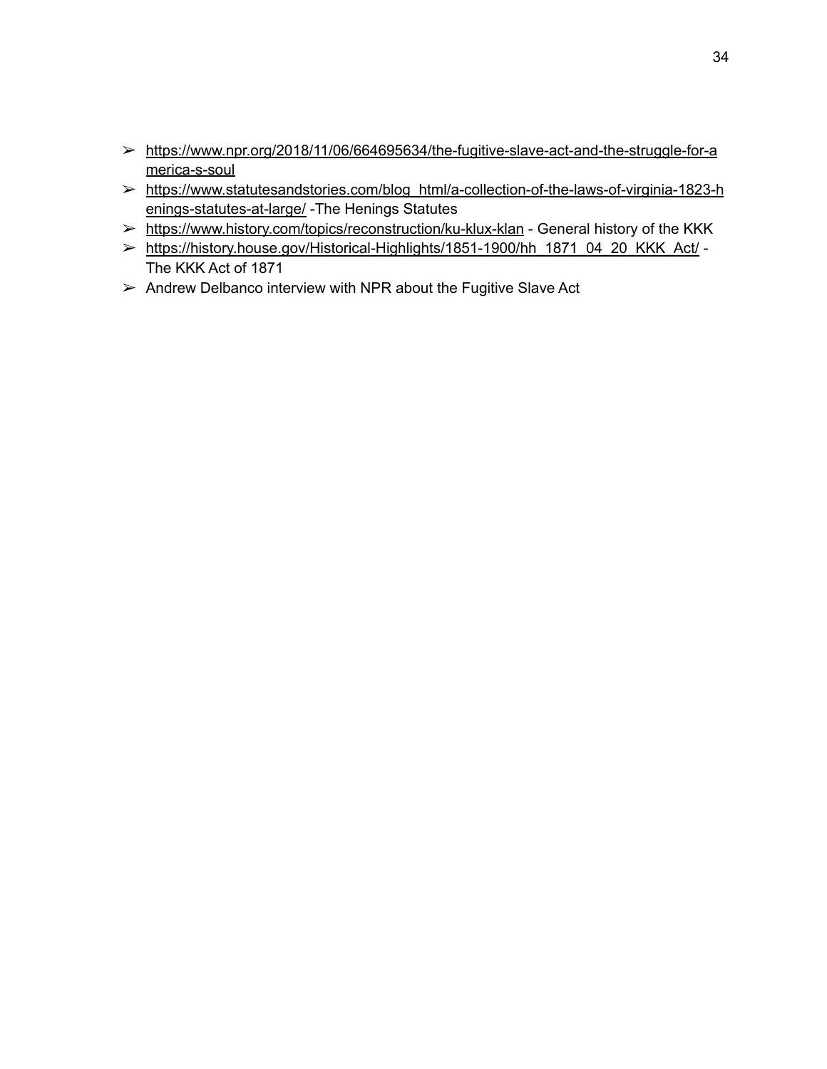- https://www.npr.org/2018/11/06/664695634/the-fugitive-slave-act-and-the-struggle-for-america-s-soul
- https://www.statutesandstories.com/blog_html/a-collection-of-the-laws-of-virginia-1823-henings-statutes-at-large/ -The Henings Statutes
- https://www.history.com/topics/reconstruction/ku-klux-klan - General history of the KKK
- https://history.house.gov/Historical-Highlights/1851-1900/hh_1871_04_20_KKK_Act/ - The KKK Act of 1871
- Andrew Delbanco interview with NPR about the Fugitive Slave Act